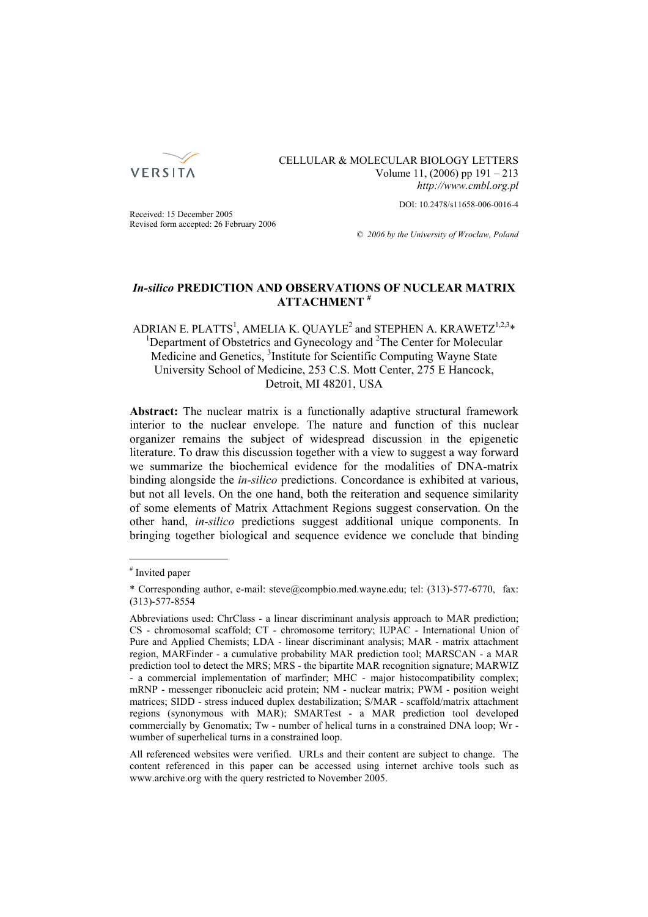CELLULAR & MOLECULAR BIOLOGY LETTERS
Volume 11, (2006) pp 191 – 213
*http://www.cmbl.org.pl*

DOI: 10.2478/s11658-006-0016-4

Received: 15 December 2005
Revised form accepted: 26 February 2006

© *2006 by the University of Wroclaw, Poland*

# *In-silico* PREDICTION AND OBSERVATIONS OF NUCLEAR MATRIX ATTACHMENT [#]

ADRIAN E. PLATTS[1], AMELIA K. QUAYLE[2] and STEPHEN A. KRAWETZ[1,2,3]*
[1]Department of Obstetrics and Gynecology and [2]The Center for Molecular Medicine and Genetics, [3]Institute for Scientific Computing Wayne State University School of Medicine, 253 C.S. Mott Center, 275 E Hancock, Detroit, MI 48201, USA

**Abstract:** The nuclear matrix is a functionally adaptive structural framework interior to the nuclear envelope. The nature and function of this nuclear organizer remains the subject of widespread discussion in the epigenetic literature. To draw this discussion together with a view to suggest a way forward we summarize the biochemical evidence for the modalities of DNA-matrix binding alongside the *in-silico* predictions. Concordance is exhibited at various, but not all levels. On the one hand, both the reiteration and sequence similarity of some elements of Matrix Attachment Regions suggest conservation. On the other hand, *in-silico* predictions suggest additional unique components. In bringing together biological and sequence evidence we conclude that binding

---

[#] Invited paper

* Corresponding author, e-mail: steve@compbio.med.wayne.edu; tel: (313)-577-6770, fax: (313)-577-8554

Abbreviations used: ChrClass - a linear discriminant analysis approach to MAR prediction; CS - chromosomal scaffold; CT - chromosome territory; IUPAC - International Union of Pure and Applied Chemists; LDA - linear discriminant analysis; MAR - matrix attachment region, MARFinder - a cumulative probability MAR prediction tool; MARSCAN - a MAR prediction tool to detect the MRS; MRS - the bipartite MAR recognition signature; MARWIZ - a commercial implementation of marfinder; MHC - major histocompatibility complex; mRNP - messenger ribonucleic acid protein; NM - nuclear matrix; PWM - position weight matrices; SIDD - stress induced duplex destabilization; S/MAR - scaffold/matrix attachment regions (synonymous with MAR); SMARTest - a MAR prediction tool developed commercially by Genomatix; Tw - number of helical turns in a constrained DNA loop; Wr - wumber of superhelical turns in a constrained loop.

All referenced websites were verified. URLs and their content are subject to change. The content referenced in this paper can be accessed using internet archive tools such as www.archive.org with the query restricted to November 2005.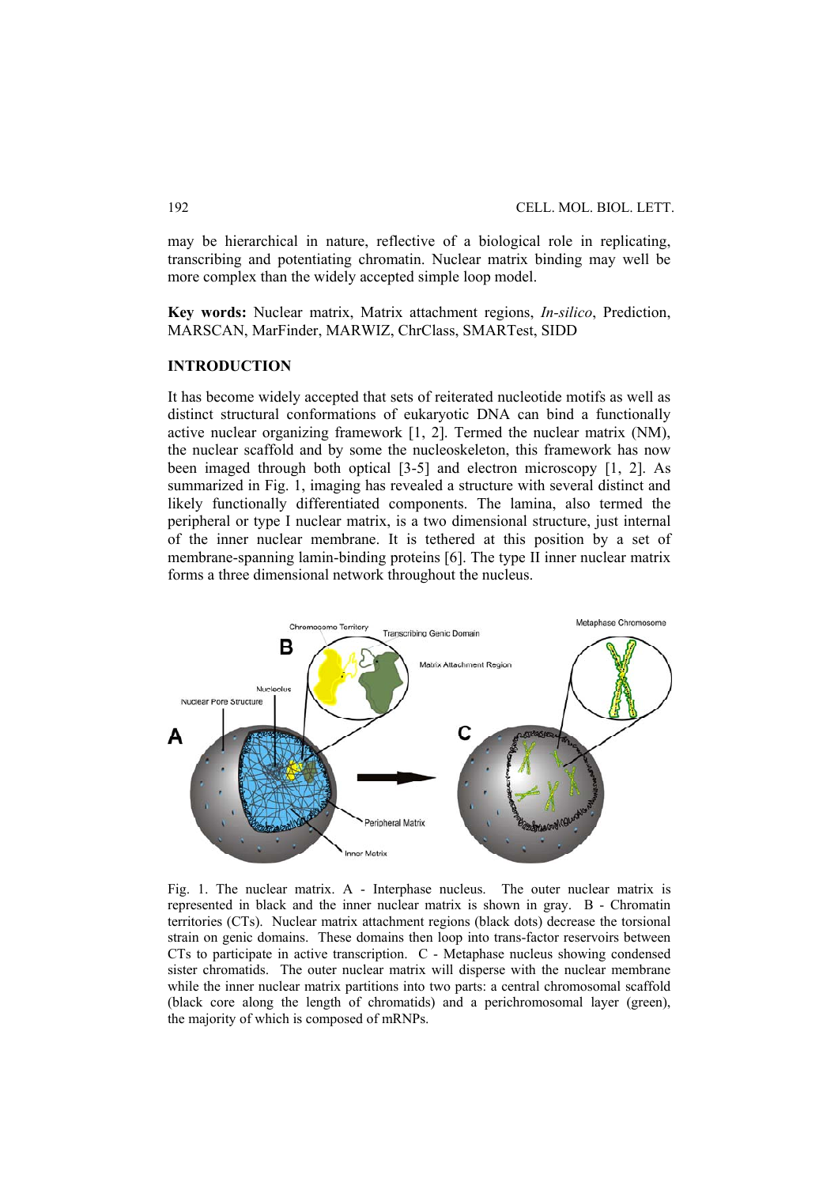may be hierarchical in nature, reflective of a biological role in replicating, transcribing and potentiating chromatin. Nuclear matrix binding may well be more complex than the widely accepted simple loop model.

**Key words:** Nuclear matrix, Matrix attachment regions, *In-silico*, Prediction, MARSCAN, MarFinder, MARWIZ, ChrClass, SMARTest, SIDD

## INTRODUCTION

It has become widely accepted that sets of reiterated nucleotide motifs as well as distinct structural conformations of eukaryotic DNA can bind a functionally active nuclear organizing framework [1, 2]. Termed the nuclear matrix (NM), the nuclear scaffold and by some the nucleoskeleton, this framework has now been imaged through both optical [3-5] and electron microscopy [1, 2]. As summarized in Fig. 1, imaging has revealed a structure with several distinct and likely functionally differentiated components. The lamina, also termed the peripheral or type I nuclear matrix, is a two dimensional structure, just internal of the inner nuclear membrane. It is tethered at this position by a set of membrane-spanning lamin-binding proteins [6]. The type II inner nuclear matrix forms a three dimensional network throughout the nucleus.

Fig. 1. The nuclear matrix. A - Interphase nucleus. The outer nuclear matrix is represented in black and the inner nuclear matrix is shown in gray. B - Chromatin territories (CTs). Nuclear matrix attachment regions (black dots) decrease the torsional strain on genic domains. These domains then loop into trans-factor reservoirs between CTs to participate in active transcription. C - Metaphase nucleus showing condensed sister chromatids. The outer nuclear matrix will disperse with the nuclear membrane while the inner nuclear matrix partitions into two parts: a central chromosomal scaffold (black core along the length of chromatids) and a perichromosomal layer (green), the majority of which is composed of mRNPs.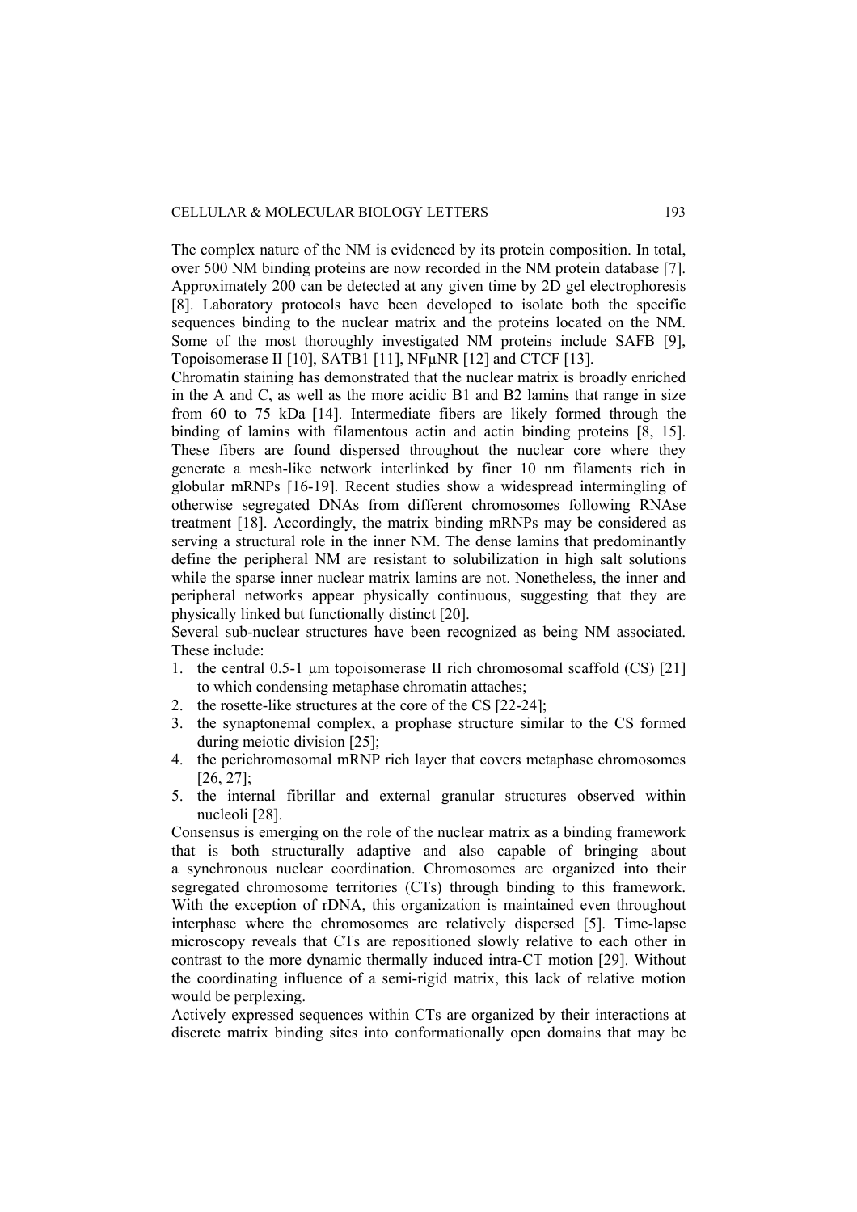The complex nature of the NM is evidenced by its protein composition. In total, over 500 NM binding proteins are now recorded in the NM protein database [7]. Approximately 200 can be detected at any given time by 2D gel electrophoresis [8]. Laboratory protocols have been developed to isolate both the specific sequences binding to the nuclear matrix and the proteins located on the NM. Some of the most thoroughly investigated NM proteins include SAFB [9], Topoisomerase II [10], SATB1 [11], NFμNR [12] and CTCF [13].

Chromatin staining has demonstrated that the nuclear matrix is broadly enriched in the A and C, as well as the more acidic B1 and B2 lamins that range in size from 60 to 75 kDa [14]. Intermediate fibers are likely formed through the binding of lamins with filamentous actin and actin binding proteins [8, 15]. These fibers are found dispersed throughout the nuclear core where they generate a mesh-like network interlinked by finer 10 nm filaments rich in globular mRNPs [16-19]. Recent studies show a widespread intermingling of otherwise segregated DNAs from different chromosomes following RNAse treatment [18]. Accordingly, the matrix binding mRNPs may be considered as serving a structural role in the inner NM. The dense lamins that predominantly define the peripheral NM are resistant to solubilization in high salt solutions while the sparse inner nuclear matrix lamins are not. Nonetheless, the inner and peripheral networks appear physically continuous, suggesting that they are physically linked but functionally distinct [20].

Several sub-nuclear structures have been recognized as being NM associated. These include:

1. the central 0.5-1 μm topoisomerase II rich chromosomal scaffold (CS) [21] to which condensing metaphase chromatin attaches;
2. the rosette-like structures at the core of the CS [22-24];
3. the synaptonemal complex, a prophase structure similar to the CS formed during meiotic division [25];
4. the perichromosomal mRNP rich layer that covers metaphase chromosomes [26, 27];
5. the internal fibrillar and external granular structures observed within nucleoli [28].

Consensus is emerging on the role of the nuclear matrix as a binding framework that is both structurally adaptive and also capable of bringing about a synchronous nuclear coordination. Chromosomes are organized into their segregated chromosome territories (CTs) through binding to this framework. With the exception of rDNA, this organization is maintained even throughout interphase where the chromosomes are relatively dispersed [5]. Time-lapse microscopy reveals that CTs are repositioned slowly relative to each other in contrast to the more dynamic thermally induced intra-CT motion [29]. Without the coordinating influence of a semi-rigid matrix, this lack of relative motion would be perplexing.

Actively expressed sequences within CTs are organized by their interactions at discrete matrix binding sites into conformationally open domains that may be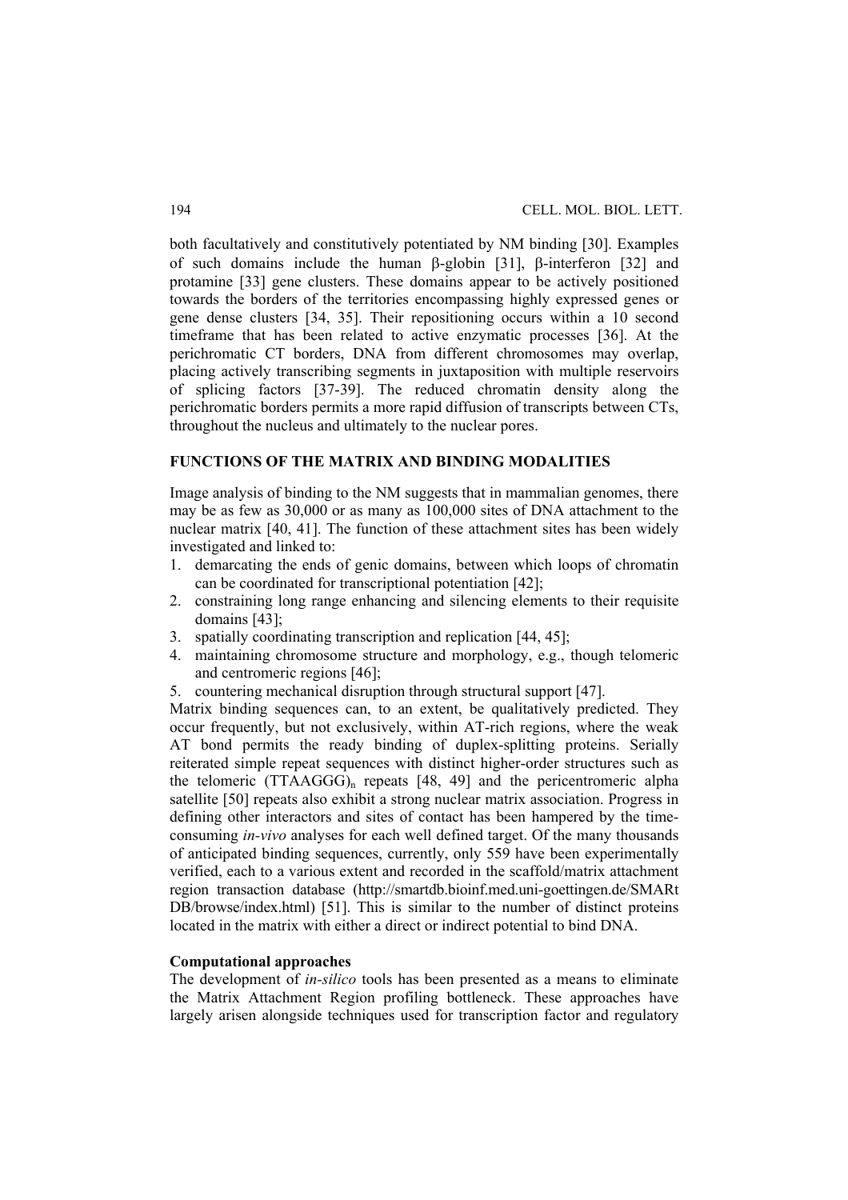both facultatively and constitutively potentiated by NM binding [30]. Examples of such domains include the human β-globin [31], β-interferon [32] and protamine [33] gene clusters. These domains appear to be actively positioned towards the borders of the territories encompassing highly expressed genes or gene dense clusters [34, 35]. Their repositioning occurs within a 10 second timeframe that has been related to active enzymatic processes [36]. At the perichromatic CT borders, DNA from different chromosomes may overlap, placing actively transcribing segments in juxtaposition with multiple reservoirs of splicing factors [37-39]. The reduced chromatin density along the perichromatic borders permits a more rapid diffusion of transcripts between CTs, throughout the nucleus and ultimately to the nuclear pores.

## FUNCTIONS OF THE MATRIX AND BINDING MODALITIES

Image analysis of binding to the NM suggests that in mammalian genomes, there may be as few as 30,000 or as many as 100,000 sites of DNA attachment to the nuclear matrix [40, 41]. The function of these attachment sites has been widely investigated and linked to:

1. demarcating the ends of genic domains, between which loops of chromatin can be coordinated for transcriptional potentiation [42];
2. constraining long range enhancing and silencing elements to their requisite domains [43];
3. spatially coordinating transcription and replication [44, 45];
4. maintaining chromosome structure and morphology, e.g., though telomeric and centromeric regions [46];
5. countering mechanical disruption through structural support [47].

Matrix binding sequences can, to an extent, be qualitatively predicted. They occur frequently, but not exclusively, within AT-rich regions, where the weak AT bond permits the ready binding of duplex-splitting proteins. Serially reiterated simple repeat sequences with distinct higher-order structures such as the telomeric $(TTAAGGG)_n$ repeats [48, 49] and the pericentromeric alpha satellite [50] repeats also exhibit a strong nuclear matrix association. Progress in defining other interactors and sites of contact has been hampered by the time-consuming *in-vivo* analyses for each well defined target. Of the many thousands of anticipated binding sequences, currently, only 559 have been experimentally verified, each to a various extent and recorded in the scaffold/matrix attachment region transaction database (http://smartdb.bioinf.med.uni-goettingen.de/SMARtDB/browse/index.html) [51]. This is similar to the number of distinct proteins located in the matrix with either a direct or indirect potential to bind DNA.

### Computational approaches

The development of *in-silico* tools has been presented as a means to eliminate the Matrix Attachment Region profiling bottleneck. These approaches have largely arisen alongside techniques used for transcription factor and regulatory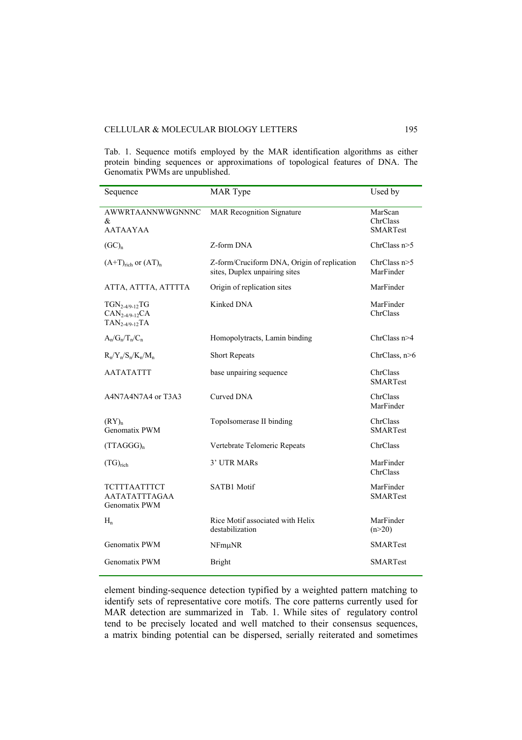Tab. 1. Sequence motifs employed by the MAR identification algorithms as either protein binding sequences or approximations of topological features of DNA. The Genomatix PWMs are unpublished.

| Sequence | MAR Type | Used by |
|---|---|---|
| AWWRTAANNWWGNNNC & AATAAYAA | MAR Recognition Signature | MarScan ChrClass SMARTest |
| $(GC)_n$ | Z-form DNA | ChrClass n>5 |
| $(A+T)_{rich}$ or $(AT)_n$ | Z-form/Cruciform DNA, Origin of replication sites, Duplex unpairing sites | ChrClass n>5 MarFinder |
| ATTA, ATTTA, ATTTTA | Origin of replication sites | MarFinder |
| $TGN_{2-4/9-12}TG$ $CAN_{2-4/9-12}CA$ $TAN_{2-4/9-12}TA$ | Kinked DNA | MarFinder ChrClass |
| $A_n/G_n/T_n/C_n$ | Homopolytracts, Lamin binding | ChrClass n>4 |
| $R_n/Y_n/S_n/K_n/M_n$ | Short Repeats | ChrClass, n>6 |
| AATATATTT | base unpairing sequence | ChrClass SMARTest |
| A4N7A4N7A4 or T3A3 | Curved DNA | ChrClass MarFinder |
| $(RY)_n$ Genomatix PWM | TopoIsomerase II binding | ChrClass SMARTest |
| $(TTAGGG)_n$ | Vertebrate Telomeric Repeats | ChrClass |
| $(TG)_{rich}$ | 3' UTR MARs | MarFinder ChrClass |
| TCTTTAATTTCT AATATATTTAGAA Genomatix PWM | SATB1 Motif | MarFinder SMARTest |
| $H_n$ | Rice Motif associated with Helix destabilization | MarFinder (n>20) |
| Genomatix PWM | NFmμNR | SMARTest |
| Genomatix PWM | Bright | SMARTest |

element binding-sequence detection typified by a weighted pattern matching to identify sets of representative core motifs. The core patterns currently used for MAR detection are summarized in Tab. 1. While sites of regulatory control tend to be precisely located and well matched to their consensus sequences, a matrix binding potential can be dispersed, serially reiterated and sometimes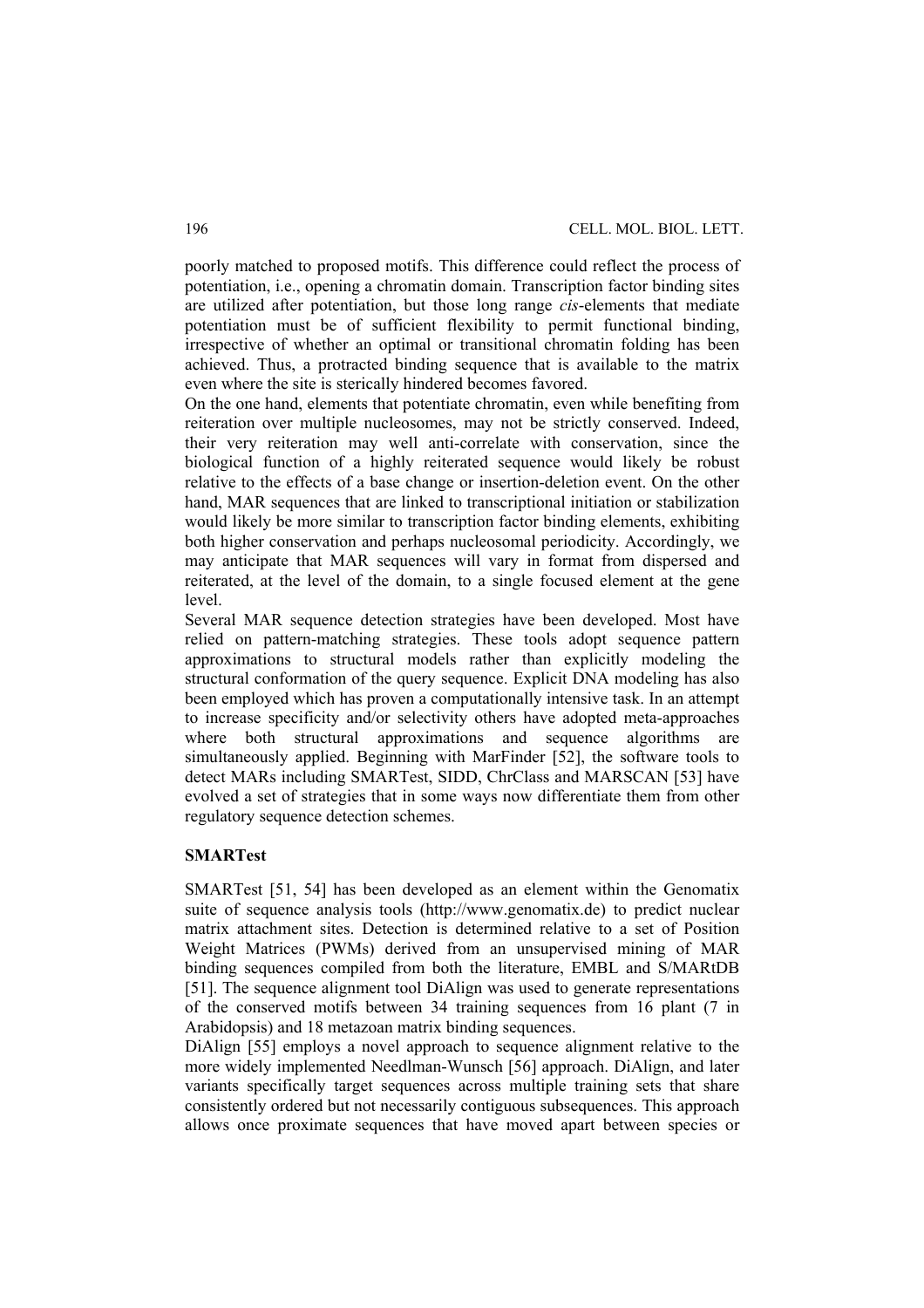poorly matched to proposed motifs. This difference could reflect the process of potentiation, i.e., opening a chromatin domain. Transcription factor binding sites are utilized after potentiation, but those long range *cis*-elements that mediate potentiation must be of sufficient flexibility to permit functional binding, irrespective of whether an optimal or transitional chromatin folding has been achieved. Thus, a protracted binding sequence that is available to the matrix even where the site is sterically hindered becomes favored.

On the one hand, elements that potentiate chromatin, even while benefiting from reiteration over multiple nucleosomes, may not be strictly conserved. Indeed, their very reiteration may well anti-correlate with conservation, since the biological function of a highly reiterated sequence would likely be robust relative to the effects of a base change or insertion-deletion event. On the other hand, MAR sequences that are linked to transcriptional initiation or stabilization would likely be more similar to transcription factor binding elements, exhibiting both higher conservation and perhaps nucleosomal periodicity. Accordingly, we may anticipate that MAR sequences will vary in format from dispersed and reiterated, at the level of the domain, to a single focused element at the gene level.

Several MAR sequence detection strategies have been developed. Most have relied on pattern-matching strategies. These tools adopt sequence pattern approximations to structural models rather than explicitly modeling the structural conformation of the query sequence. Explicit DNA modeling has also been employed which has proven a computationally intensive task. In an attempt to increase specificity and/or selectivity others have adopted meta-approaches where both structural approximations and sequence algorithms are simultaneously applied. Beginning with MarFinder [52], the software tools to detect MARs including SMARTest, SIDD, ChrClass and MARSCAN [53] have evolved a set of strategies that in some ways now differentiate them from other regulatory sequence detection schemes.

## SMARTest

SMARTest [51, 54] has been developed as an element within the Genomatix suite of sequence analysis tools (http://www.genomatix.de) to predict nuclear matrix attachment sites. Detection is determined relative to a set of Position Weight Matrices (PWMs) derived from an unsupervised mining of MAR binding sequences compiled from both the literature, EMBL and S/MARtDB [51]. The sequence alignment tool DiAlign was used to generate representations of the conserved motifs between 34 training sequences from 16 plant (7 in Arabidopsis) and 18 metazoan matrix binding sequences.

DiAlign [55] employs a novel approach to sequence alignment relative to the more widely implemented Needlman-Wunsch [56] approach. DiAlign, and later variants specifically target sequences across multiple training sets that share consistently ordered but not necessarily contiguous subsequences. This approach allows once proximate sequences that have moved apart between species or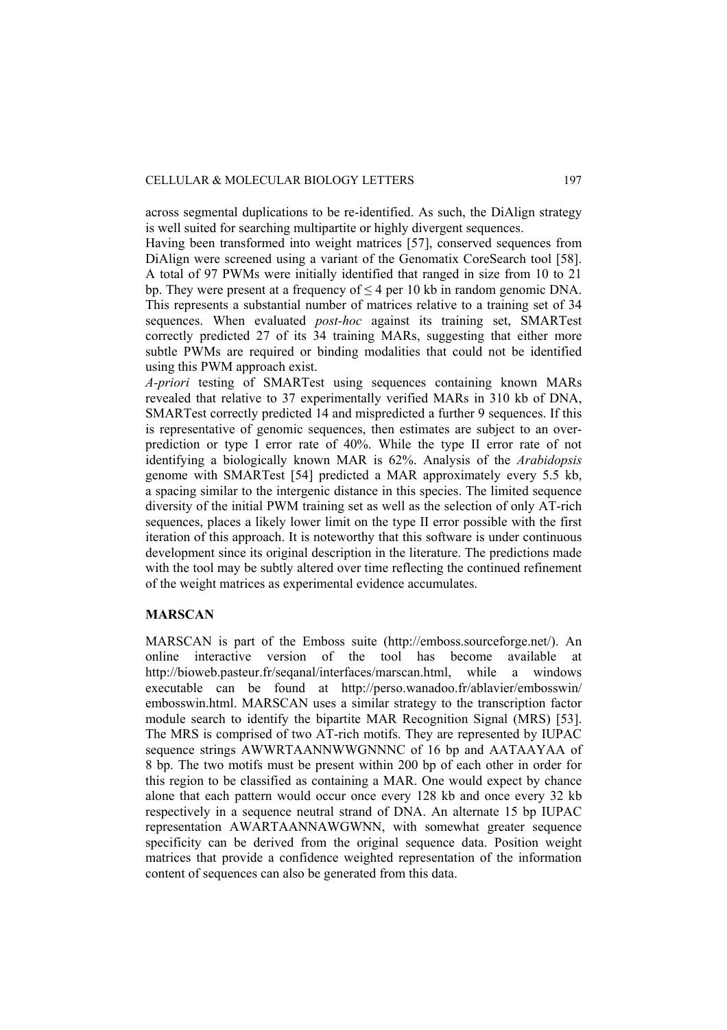across segmental duplications to be re-identified. As such, the DiAlign strategy is well suited for searching multipartite or highly divergent sequences.

Having been transformed into weight matrices [57], conserved sequences from DiAlign were screened using a variant of the Genomatix CoreSearch tool [58]. A total of 97 PWMs were initially identified that ranged in size from 10 to 21 bp. They were present at a frequency of $\leq 4$ per 10 kb in random genomic DNA. This represents a substantial number of matrices relative to a training set of 34 sequences. When evaluated *post-hoc* against its training set, SMARTest correctly predicted 27 of its 34 training MARs, suggesting that either more subtle PWMs are required or binding modalities that could not be identified using this PWM approach exist.

*A-priori* testing of SMARTest using sequences containing known MARs revealed that relative to 37 experimentally verified MARs in 310 kb of DNA, SMARTest correctly predicted 14 and mispredicted a further 9 sequences. If this is representative of genomic sequences, then estimates are subject to an over-prediction or type I error rate of 40%. While the type II error rate of not identifying a biologically known MAR is 62%. Analysis of the *Arabidopsis* genome with SMARTest [54] predicted a MAR approximately every 5.5 kb, a spacing similar to the intergenic distance in this species. The limited sequence diversity of the initial PWM training set as well as the selection of only AT-rich sequences, places a likely lower limit on the type II error possible with the first iteration of this approach. It is noteworthy that this software is under continuous development since its original description in the literature. The predictions made with the tool may be subtly altered over time reflecting the continued refinement of the weight matrices as experimental evidence accumulates.

## MARSCAN

MARSCAN is part of the Emboss suite (http://emboss.sourceforge.net/). An online interactive version of the tool has become available at http://bioweb.pasteur.fr/seqanal/interfaces/marscan.html, while a windows executable can be found at http://perso.wanadoo.fr/ablavier/embosswin/embosswin.html. MARSCAN uses a similar strategy to the transcription factor module search to identify the bipartite MAR Recognition Signal (MRS) [53]. The MRS is comprised of two AT-rich motifs. They are represented by IUPAC sequence strings AWWRTAANNWWGNNNC of 16 bp and AATAAYAA of 8 bp. The two motifs must be present within 200 bp of each other in order for this region to be classified as containing a MAR. One would expect by chance alone that each pattern would occur once every 128 kb and once every 32 kb respectively in a sequence neutral strand of DNA. An alternate 15 bp IUPAC representation AWARTAANNAWGWNN, with somewhat greater sequence specificity can be derived from the original sequence data. Position weight matrices that provide a confidence weighted representation of the information content of sequences can also be generated from this data.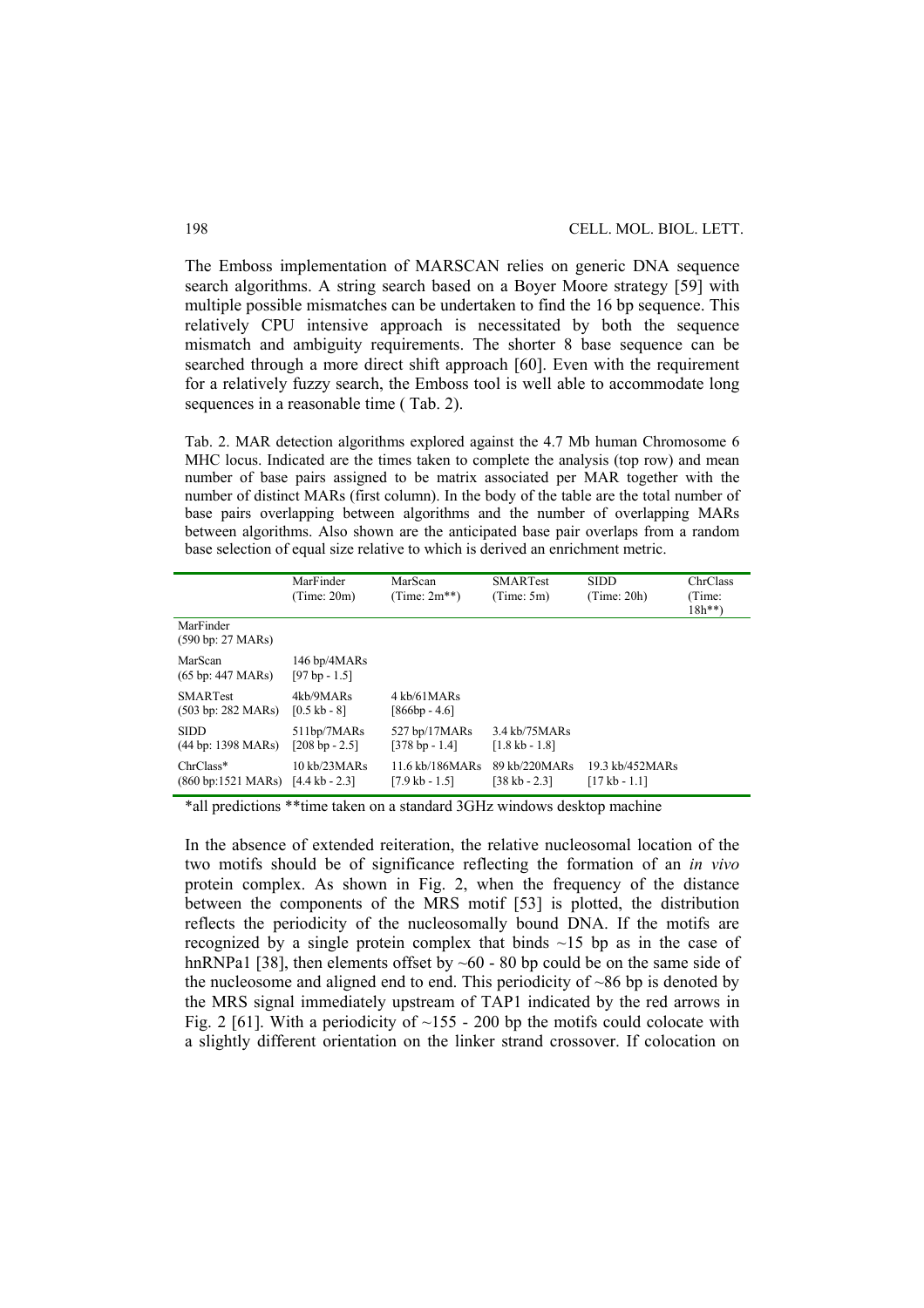The Emboss implementation of MARSCAN relies on generic DNA sequence search algorithms. A string search based on a Boyer Moore strategy [59] with multiple possible mismatches can be undertaken to find the 16 bp sequence. This relatively CPU intensive approach is necessitated by both the sequence mismatch and ambiguity requirements. The shorter 8 base sequence can be searched through a more direct shift approach [60]. Even with the requirement for a relatively fuzzy search, the Emboss tool is well able to accommodate long sequences in a reasonable time ( Tab. 2).

Tab. 2. MAR detection algorithms explored against the 4.7 Mb human Chromosome 6 MHC locus. Indicated are the times taken to complete the analysis (top row) and mean number of base pairs assigned to be matrix associated per MAR together with the number of distinct MARs (first column). In the body of the table are the total number of base pairs overlapping between algorithms and the number of overlapping MARs between algorithms. Also shown are the anticipated base pair overlaps from a random base selection of equal size relative to which is derived an enrichment metric.

| | MarFinder (Time: 20m) | MarScan (Time: 2m**) | SMARTest (Time: 5m) | SIDD (Time: 20h) | ChrClass (Time: 18h**) |
|---|---|---|---|---|---|
| MarFinder (590 bp: 27 MARs) | | | | | |
| MarScan (65 bp: 447 MARs) | 146 bp/4MARs [97 bp - 1.5] | | | | |
| SMARTest (503 bp: 282 MARs) | 4kb/9MARs [0.5 kb - 8] | 4 kb/61MARs [866bp - 4.6] | | | |
| SIDD (44 bp: 1398 MARs) | 511bp/7MARs [208 bp - 2.5] | 527 bp/17MARs [378 bp - 1.4] | 3.4 kb/75MARs [1.8 kb - 1.8] | | |
| ChrClass* (860 bp:1521 MARs) | 10 kb/23MARs [4.4 kb - 2.3] | 11.6 kb/186MARs [7.9 kb - 1.5] | 89 kb/220MARs [38 kb - 2.3] | 19.3 kb/452MARs [17 kb - 1.1] | |

*all predictions **time taken on a standard 3GHz windows desktop machine

In the absence of extended reiteration, the relative nucleosomal location of the two motifs should be of significance reflecting the formation of an *in vivo* protein complex. As shown in Fig. 2, when the frequency of the distance between the components of the MRS motif [53] is plotted, the distribution reflects the periodicity of the nucleosomally bound DNA. If the motifs are recognized by a single protein complex that binds ~15 bp as in the case of hnRNPa1 [38], then elements offset by ~60 - 80 bp could be on the same side of the nucleosome and aligned end to end. This periodicity of ~86 bp is denoted by the MRS signal immediately upstream of TAP1 indicated by the red arrows in Fig. 2 [61]. With a periodicity of ~155 - 200 bp the motifs could colocate with a slightly different orientation on the linker strand crossover. If colocation on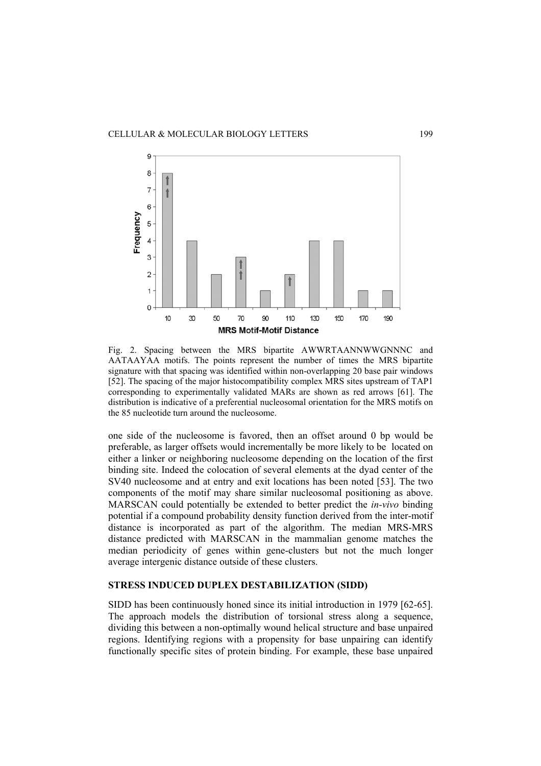Fig. 2. Spacing between the MRS bipartite AWWRTAANNWWGNNNC and AATAAYAA motifs. The points represent the number of times the MRS bipartite signature with that spacing was identified within non-overlapping 20 base pair windows [52]. The spacing of the major histocompatibility complex MRS sites upstream of TAP1 corresponding to experimentally validated MARs are shown as red arrows [61]. The distribution is indicative of a preferential nucleosomal orientation for the MRS motifs on the 85 nucleotide turn around the nucleosome.

one side of the nucleosome is favored, then an offset around 0 bp would be preferable, as larger offsets would incrementally be more likely to be located on either a linker or neighboring nucleosome depending on the location of the first binding site. Indeed the colocation of several elements at the dyad center of the SV40 nucleosome and at entry and exit locations has been noted [53]. The two components of the motif may share similar nucleosomal positioning as above. MARSCAN could potentially be extended to better predict the *in-vivo* binding potential if a compound probability density function derived from the inter-motif distance is incorporated as part of the algorithm. The median MRS-MRS distance predicted with MARSCAN in the mammalian genome matches the median periodicity of genes within gene-clusters but not the much longer average intergenic distance outside of these clusters.

## STRESS INDUCED DUPLEX DESTABILIZATION (SIDD)

SIDD has been continuously honed since its initial introduction in 1979 [62-65]. The approach models the distribution of torsional stress along a sequence, dividing this between a non-optimally wound helical structure and base unpaired regions. Identifying regions with a propensity for base unpairing can identify functionally specific sites of protein binding. For example, these base unpaired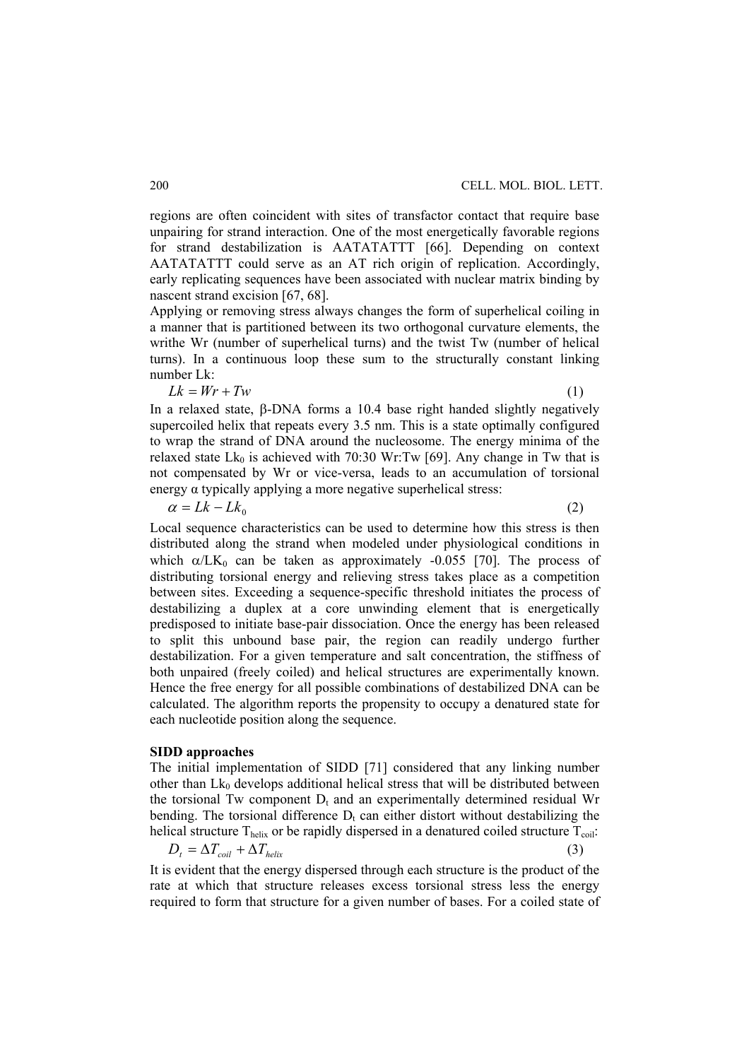regions are often coincident with sites of transfactor contact that require base unpairing for strand interaction. One of the most energetically favorable regions for strand destabilization is AATATATTT [66]. Depending on context AATATATTT could serve as an AT rich origin of replication. Accordingly, early replicating sequences have been associated with nuclear matrix binding by nascent strand excision [67, 68].

Applying or removing stress always changes the form of superhelical coiling in a manner that is partitioned between its two orthogonal curvature elements, the writhe Wr (number of superhelical turns) and the twist Tw (number of helical turns). In a continuous loop these sum to the structurally constant linking number Lk:

$$Lk = Wr + Tw \tag{1}$$

In a relaxed state, β-DNA forms a 10.4 base right handed slightly negatively supercoiled helix that repeats every 3.5 nm. This is a state optimally configured to wrap the strand of DNA around the nucleosome. The energy minima of the relaxed state $Lk_0$ is achieved with 70:30 Wr:Tw [69]. Any change in Tw that is not compensated by Wr or vice-versa, leads to an accumulation of torsional energy α typically applying a more negative superhelical stress:

$$\alpha = Lk - Lk_0 \tag{2}$$

Local sequence characteristics can be used to determine how this stress is then distributed along the strand when modeled under physiological conditions in which $\alpha/LK_0$ can be taken as approximately -0.055 [70]. The process of distributing torsional energy and relieving stress takes place as a competition between sites. Exceeding a sequence-specific threshold initiates the process of destabilizing a duplex at a core unwinding element that is energetically predisposed to initiate base-pair dissociation. Once the energy has been released to split this unbound base pair, the region can readily undergo further destabilization. For a given temperature and salt concentration, the stiffness of both unpaired (freely coiled) and helical structures are experimentally known. Hence the free energy for all possible combinations of destabilized DNA can be calculated. The algorithm reports the propensity to occupy a denatured state for each nucleotide position along the sequence.

**SIDD approaches**

The initial implementation of SIDD [71] considered that any linking number other than $Lk_0$ develops additional helical stress that will be distributed between the torsional Tw component $D_t$ and an experimentally determined residual Wr bending. The torsional difference $D_t$ can either distort without destabilizing the helical structure $T_{helix}$ or be rapidly dispersed in a denatured coiled structure $T_{coil}$:

$$D_t = \Delta T_{coil} + \Delta T_{helix} \tag{3}$$

It is evident that the energy dispersed through each structure is the product of the rate at which that structure releases excess torsional stress less the energy required to form that structure for a given number of bases. For a coiled state of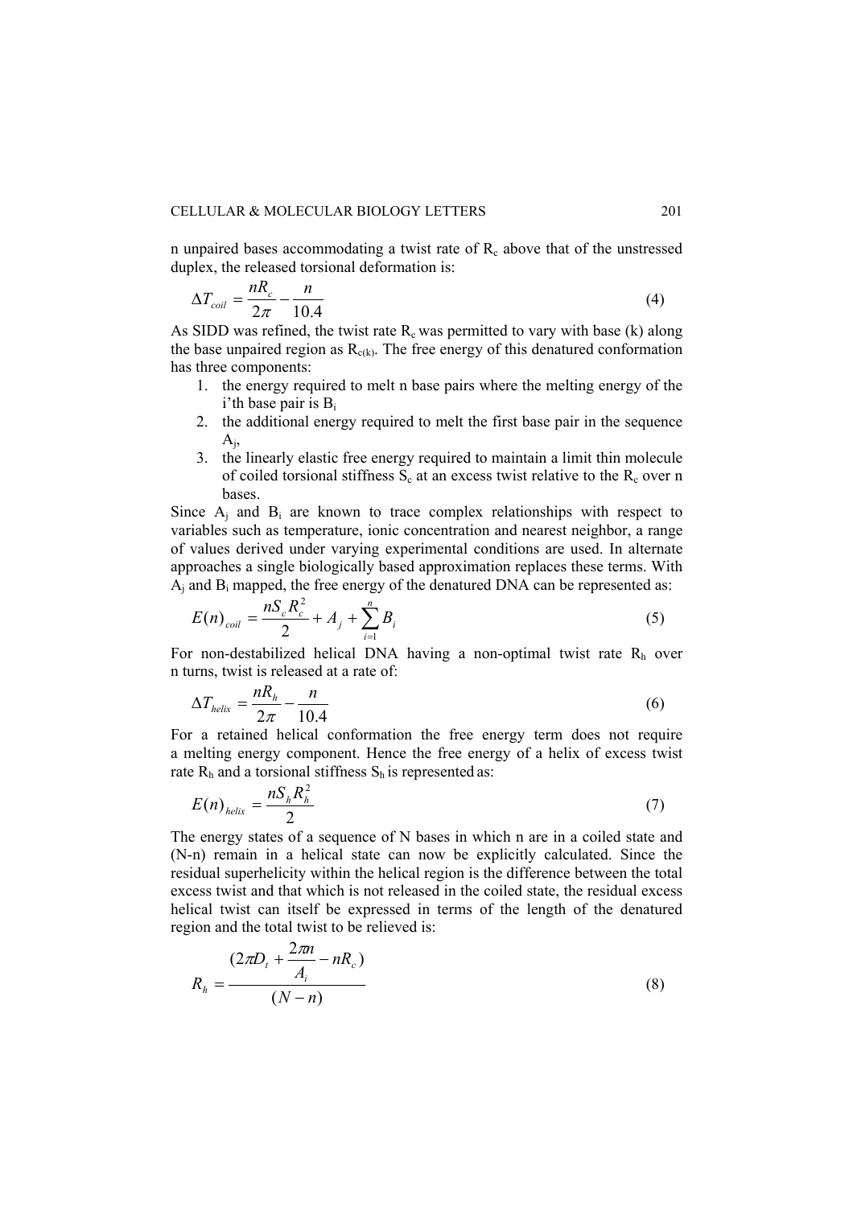n unpaired bases accommodating a twist rate of $R_c$ above that of the unstressed duplex, the released torsional deformation is:

$$\Delta T_{coil} = \frac{nR_c}{2\pi} - \frac{n}{10.4} \tag{4}$$

As SIDD was refined, the twist rate $R_c$ was permitted to vary with base (k) along the base unpaired region as $R_{c(k)}$. The free energy of this denatured conformation has three components:

1. the energy required to melt n base pairs where the melting energy of the i'th base pair is $B_i$
2. the additional energy required to melt the first base pair in the sequence $A_j$,
3. the linearly elastic free energy required to maintain a limit thin molecule of coiled torsional stiffness $S_c$ at an excess twist relative to the $R_c$ over n bases.

Since $A_j$ and $B_i$ are known to trace complex relationships with respect to variables such as temperature, ionic concentration and nearest neighbor, a range of values derived under varying experimental conditions are used. In alternate approaches a single biologically based approximation replaces these terms. With $A_j$ and $B_i$ mapped, the free energy of the denatured DNA can be represented as:

$$E(n)_{coil} = \frac{nS_c R_c^2}{2} + A_j + \sum_{i=1}^{n} B_i \tag{5}$$

For non-destabilized helical DNA having a non-optimal twist rate $R_h$ over n turns, twist is released at a rate of:

$$\Delta T_{helix} = \frac{nR_h}{2\pi} - \frac{n}{10.4} \tag{6}$$

For a retained helical conformation the free energy term does not require a melting energy component. Hence the free energy of a helix of excess twist rate $R_h$ and a torsional stiffness $S_h$ is represented as:

$$E(n)_{helix} = \frac{nS_h R_h^2}{2} \tag{7}$$

The energy states of a sequence of N bases in which n are in a coiled state and (N-n) remain in a helical state can now be explicitly calculated. Since the residual superhelicity within the helical region is the difference between the total excess twist and that which is not released in the coiled state, the residual excess helical twist can itself be expressed in terms of the length of the denatured region and the total twist to be relieved is:

$$R_h = \frac{(2\pi D_t + \frac{2\pi n}{A_i} - nR_c)}{(N-n)} \tag{8}$$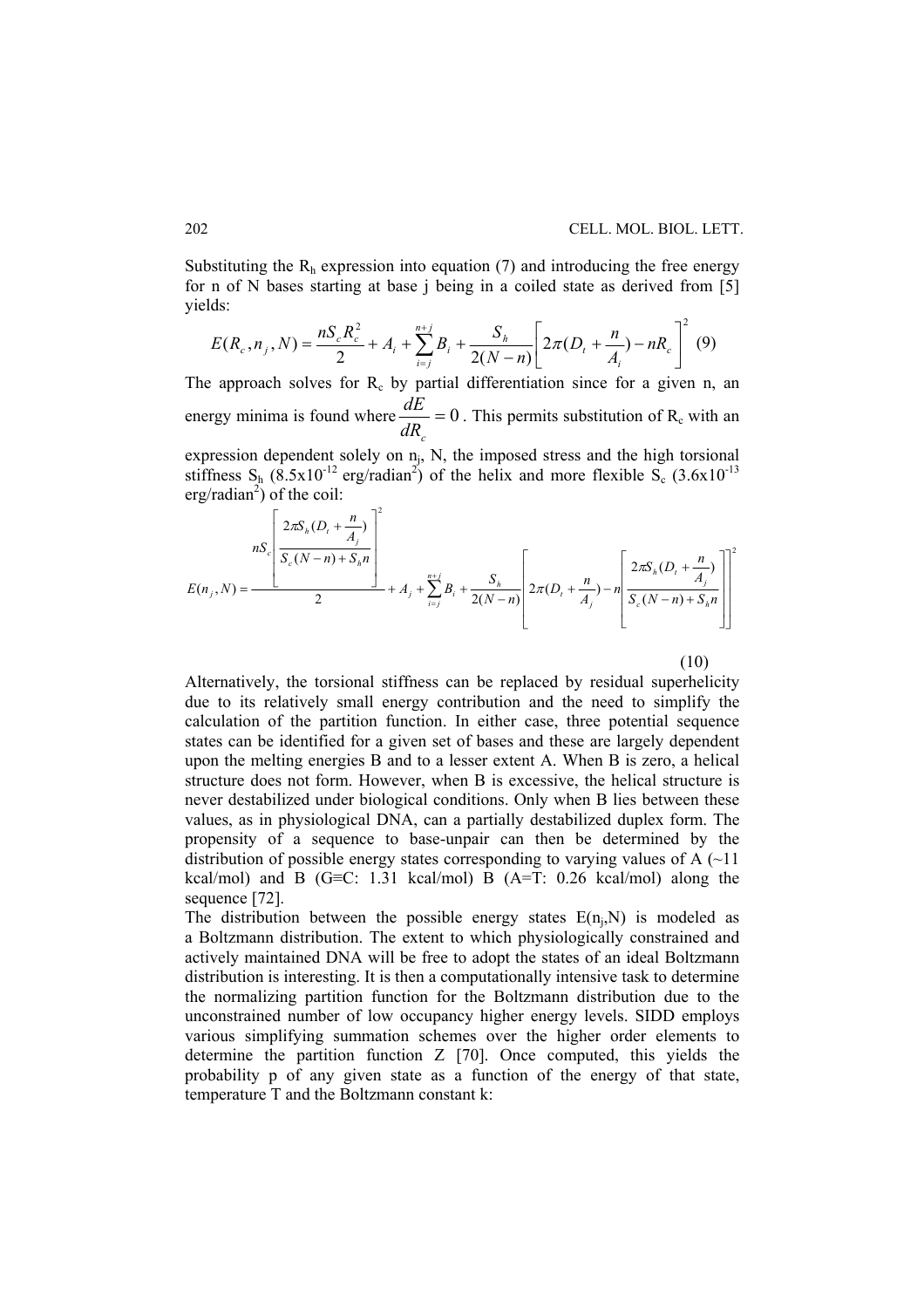Substituting the $R_h$ expression into equation (7) and introducing the free energy for n of N bases starting at base j being in a coiled state as derived from [5] yields:

$$E(R_c, n_j, N) = \frac{nS_c R_c^2}{2} + A_i + \sum_{i=j}^{n+j} B_i + \frac{S_h}{2(N-n)}\left[2\pi(D_t + \frac{n}{A_i}) - nR_c\right]^2 \quad (9)$$

The approach solves for $R_c$ by partial differentiation since for a given n, an energy minima is found where $\frac{dE}{dR_c} = 0$. This permits substitution of $R_c$ with an expression dependent solely on $n_j$, N, the imposed stress and the high torsional stiffness $S_h$ ($8.5\times10^{-12}$ erg/radian$^2$) of the helix and more flexible $S_c$ ($3.6\times10^{-13}$ erg/radian$^2$) of the coil:

$$E(n_j, N) = \frac{nS_c\left[\frac{2\pi S_h(D_t + \frac{n}{A_j})}{S_c(N-n) + S_h n}\right]^2}{2} + A_j + \sum_{i=j}^{n+j} B_i + \frac{S_h}{2(N-n)}\left[2\pi(D_t + \frac{n}{A_j}) - n\left[\frac{2\pi S_h(D_t + \frac{n}{A_j})}{S_c(N-n) + S_h n}\right]\right]^2 \quad (10)$$

Alternatively, the torsional stiffness can be replaced by residual superhelicity due to its relatively small energy contribution and the need to simplify the calculation of the partition function. In either case, three potential sequence states can be identified for a given set of bases and these are largely dependent upon the melting energies B and to a lesser extent A. When B is zero, a helical structure does not form. However, when B is excessive, the helical structure is never destabilized under biological conditions. Only when B lies between these values, as in physiological DNA, can a partially destabilized duplex form. The propensity of a sequence to base-unpair can then be determined by the distribution of possible energy states corresponding to varying values of A (~11 kcal/mol) and B (G≡C: 1.31 kcal/mol) B (A=T: 0.26 kcal/mol) along the sequence [72].

The distribution between the possible energy states $E(n_j,N)$ is modeled as a Boltzmann distribution. The extent to which physiologically constrained and actively maintained DNA will be free to adopt the states of an ideal Boltzmann distribution is interesting. It is then a computationally intensive task to determine the normalizing partition function for the Boltzmann distribution due to the unconstrained number of low occupancy higher energy levels. SIDD employs various simplifying summation schemes over the higher order elements to determine the partition function Z [70]. Once computed, this yields the probability p of any given state as a function of the energy of that state, temperature T and the Boltzmann constant k: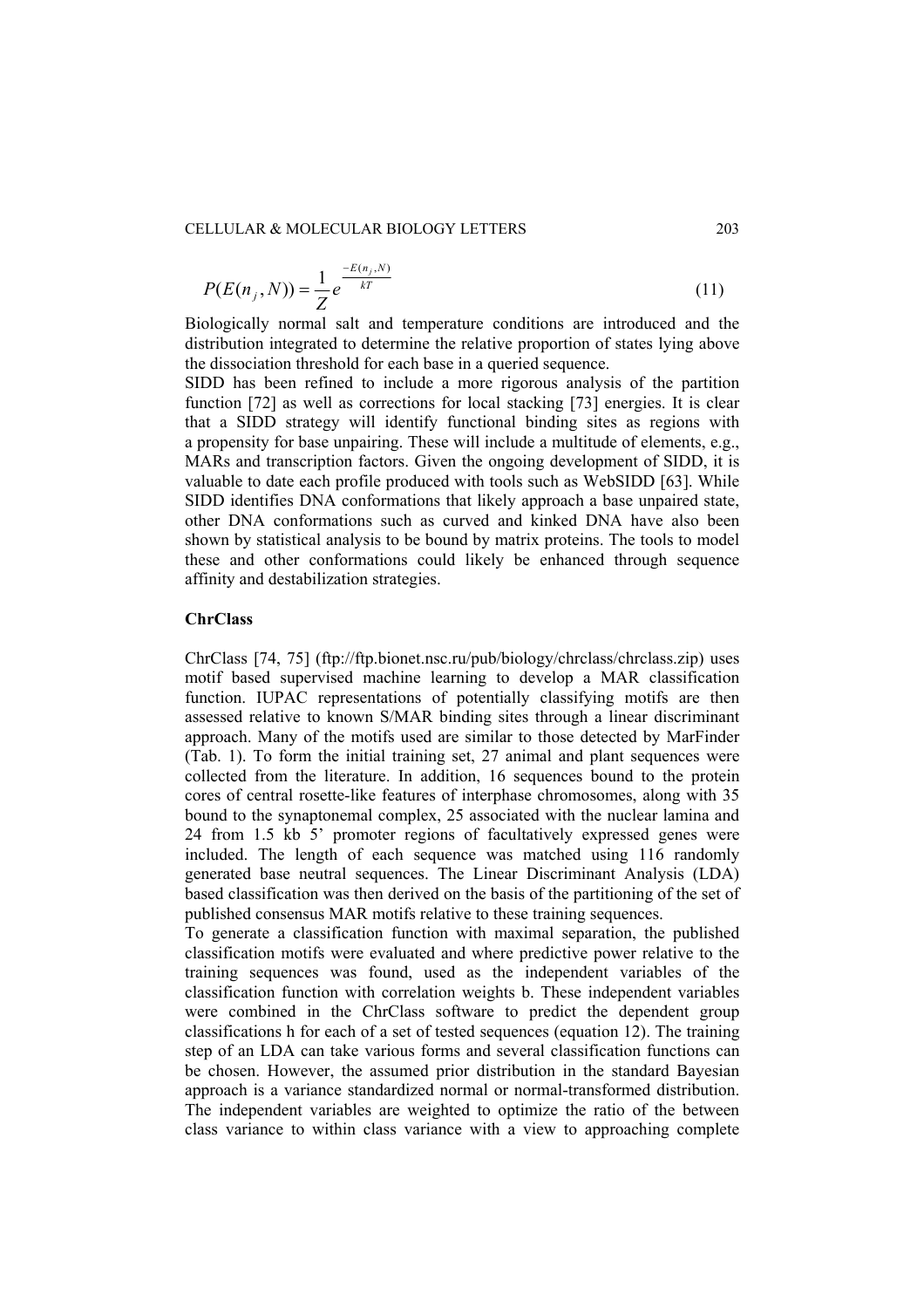$$P(E(n_j, N)) = \frac{1}{Z} e^{\frac{-E(n_j, N)}{kT}} \tag{11}$$

Biologically normal salt and temperature conditions are introduced and the distribution integrated to determine the relative proportion of states lying above the dissociation threshold for each base in a queried sequence.

SIDD has been refined to include a more rigorous analysis of the partition function [72] as well as corrections for local stacking [73] energies. It is clear that a SIDD strategy will identify functional binding sites as regions with a propensity for base unpairing. These will include a multitude of elements, e.g., MARs and transcription factors. Given the ongoing development of SIDD, it is valuable to date each profile produced with tools such as WebSIDD [63]. While SIDD identifies DNA conformations that likely approach a base unpaired state, other DNA conformations such as curved and kinked DNA have also been shown by statistical analysis to be bound by matrix proteins. The tools to model these and other conformations could likely be enhanced through sequence affinity and destabilization strategies.

**ChrClass**

ChrClass [74, 75] (ftp://ftp.bionet.nsc.ru/pub/biology/chrclass/chrclass.zip) uses motif based supervised machine learning to develop a MAR classification function. IUPAC representations of potentially classifying motifs are then assessed relative to known S/MAR binding sites through a linear discriminant approach. Many of the motifs used are similar to those detected by MarFinder (Tab. 1). To form the initial training set, 27 animal and plant sequences were collected from the literature. In addition, 16 sequences bound to the protein cores of central rosette-like features of interphase chromosomes, along with 35 bound to the synaptonemal complex, 25 associated with the nuclear lamina and 24 from 1.5 kb 5' promoter regions of facultatively expressed genes were included. The length of each sequence was matched using 116 randomly generated base neutral sequences. The Linear Discriminant Analysis (LDA) based classification was then derived on the basis of the partitioning of the set of published consensus MAR motifs relative to these training sequences.

To generate a classification function with maximal separation, the published classification motifs were evaluated and where predictive power relative to the training sequences was found, used as the independent variables of the classification function with correlation weights b. These independent variables were combined in the ChrClass software to predict the dependent group classifications h for each of a set of tested sequences (equation 12). The training step of an LDA can take various forms and several classification functions can be chosen. However, the assumed prior distribution in the standard Bayesian approach is a variance standardized normal or normal-transformed distribution. The independent variables are weighted to optimize the ratio of the between class variance to within class variance with a view to approaching complete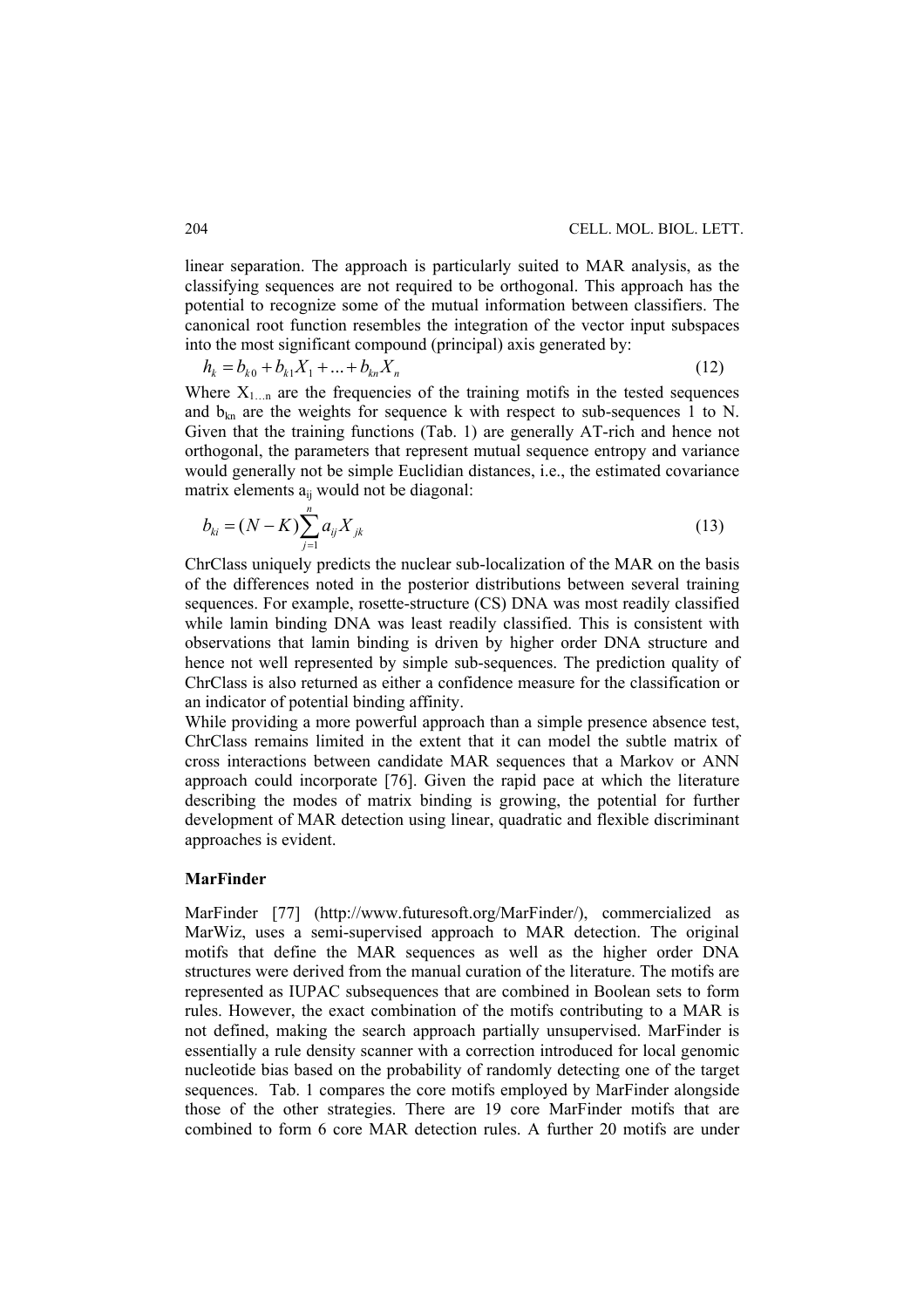linear separation. The approach is particularly suited to MAR analysis, as the classifying sequences are not required to be orthogonal. This approach has the potential to recognize some of the mutual information between classifiers. The canonical root function resembles the integration of the vector input subspaces into the most significant compound (principal) axis generated by:

$$h_k = b_{k0} + b_{k1}X_1 + ... + b_{kn}X_n \tag{12}$$

Where $X_{1...n}$ are the frequencies of the training motifs in the tested sequences and $b_{kn}$ are the weights for sequence k with respect to sub-sequences 1 to N. Given that the training functions (Tab. 1) are generally AT-rich and hence not orthogonal, the parameters that represent mutual sequence entropy and variance would generally not be simple Euclidian distances, i.e., the estimated covariance matrix elements $a_{ij}$ would not be diagonal:

$$b_{ki} = (N - K)\sum_{j=1}^{n} a_{ij}X_{jk} \tag{13}$$

ChrClass uniquely predicts the nuclear sub-localization of the MAR on the basis of the differences noted in the posterior distributions between several training sequences. For example, rosette-structure (CS) DNA was most readily classified while lamin binding DNA was least readily classified. This is consistent with observations that lamin binding is driven by higher order DNA structure and hence not well represented by simple sub-sequences. The prediction quality of ChrClass is also returned as either a confidence measure for the classification or an indicator of potential binding affinity.

While providing a more powerful approach than a simple presence absence test, ChrClass remains limited in the extent that it can model the subtle matrix of cross interactions between candidate MAR sequences that a Markov or ANN approach could incorporate [76]. Given the rapid pace at which the literature describing the modes of matrix binding is growing, the potential for further development of MAR detection using linear, quadratic and flexible discriminant approaches is evident.

**MarFinder**

MarFinder [77] (http://www.futuresoft.org/MarFinder/), commercialized as MarWiz, uses a semi-supervised approach to MAR detection. The original motifs that define the MAR sequences as well as the higher order DNA structures were derived from the manual curation of the literature. The motifs are represented as IUPAC subsequences that are combined in Boolean sets to form rules. However, the exact combination of the motifs contributing to a MAR is not defined, making the search approach partially unsupervised. MarFinder is essentially a rule density scanner with a correction introduced for local genomic nucleotide bias based on the probability of randomly detecting one of the target sequences. Tab. 1 compares the core motifs employed by MarFinder alongside those of the other strategies. There are 19 core MarFinder motifs that are combined to form 6 core MAR detection rules. A further 20 motifs are under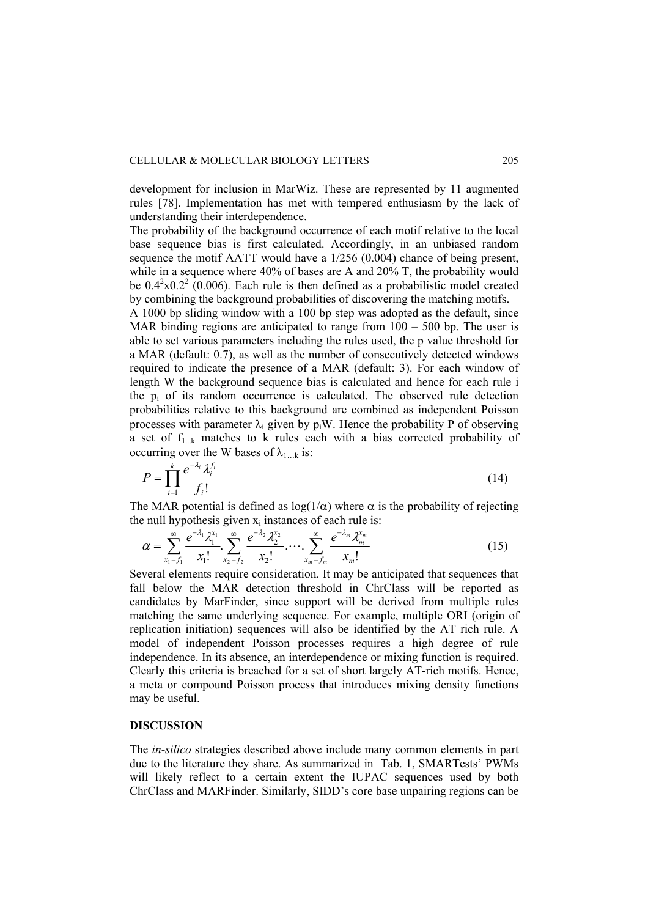development for inclusion in MarWiz. These are represented by 11 augmented rules [78]. Implementation has met with tempered enthusiasm by the lack of understanding their interdependence.

The probability of the background occurrence of each motif relative to the local base sequence bias is first calculated. Accordingly, in an unbiased random sequence the motif AATT would have a 1/256 (0.004) chance of being present, while in a sequence where 40% of bases are A and 20% T, the probability would be $0.4^2 x 0.2^2$ (0.006). Each rule is then defined as a probabilistic model created by combining the background probabilities of discovering the matching motifs.

A 1000 bp sliding window with a 100 bp step was adopted as the default, since MAR binding regions are anticipated to range from 100 – 500 bp. The user is able to set various parameters including the rules used, the p value threshold for a MAR (default: 0.7), as well as the number of consecutively detected windows required to indicate the presence of a MAR (default: 3). For each window of length W the background sequence bias is calculated and hence for each rule i the $p_i$ of its random occurrence is calculated. The observed rule detection probabilities relative to this background are combined as independent Poisson processes with parameter $\lambda_i$ given by $p_i W$. Hence the probability P of observing a set of $f_{1...k}$ matches to k rules each with a bias corrected probability of occurring over the W bases of $\lambda_{1...k}$ is:

$$P = \prod_{i=1}^{k} \frac{e^{-\lambda_i} \lambda_i^{f_i}}{f_i!} \tag{14}$$

The MAR potential is defined as $\log(1/\alpha)$ where $\alpha$ is the probability of rejecting the null hypothesis given $x_i$ instances of each rule is:

$$\alpha = \sum_{x_1=f_1}^{\infty} \frac{e^{-\lambda_1} \lambda_1^{x_1}}{x_1!} . \sum_{x_2=f_2}^{\infty} \frac{e^{-\lambda_2} \lambda_2^{x_2}}{x_2!} . \cdots . \sum_{x_m=f_m}^{\infty} \frac{e^{-\lambda_m} \lambda_m^{x_m}}{x_m!} \tag{15}$$

Several elements require consideration. It may be anticipated that sequences that fall below the MAR detection threshold in ChrClass will be reported as candidates by MarFinder, since support will be derived from multiple rules matching the same underlying sequence. For example, multiple ORI (origin of replication initiation) sequences will also be identified by the AT rich rule. A model of independent Poisson processes requires a high degree of rule independence. In its absence, an interdependence or mixing function is required. Clearly this criteria is breached for a set of short largely AT-rich motifs. Hence, a meta or compound Poisson process that introduces mixing density functions may be useful.

## DISCUSSION

The *in-silico* strategies described above include many common elements in part due to the literature they share. As summarized in Tab. 1, SMARTests' PWMs will likely reflect to a certain extent the IUPAC sequences used by both ChrClass and MARFinder. Similarly, SIDD's core base unpairing regions can be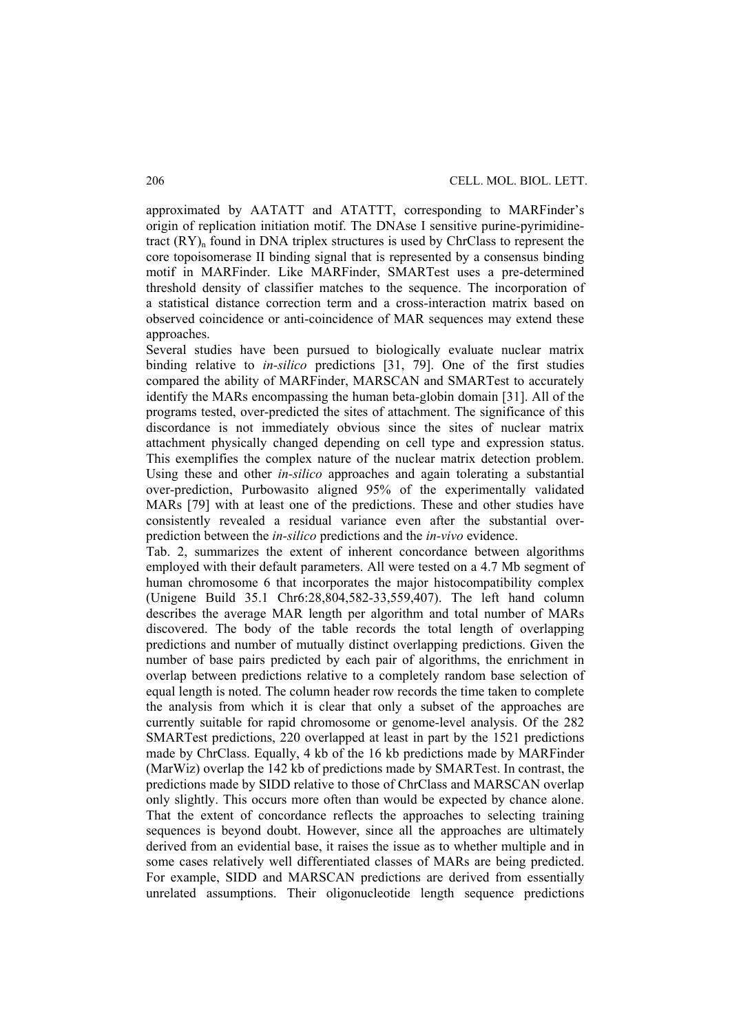approximated by AATATT and ATATTT, corresponding to MARFinder's origin of replication initiation motif. The DNAse I sensitive purine-pyrimidine-tract $(RY)_n$ found in DNA triplex structures is used by ChrClass to represent the core topoisomerase II binding signal that is represented by a consensus binding motif in MARFinder. Like MARFinder, SMARTest uses a pre-determined threshold density of classifier matches to the sequence. The incorporation of a statistical distance correction term and a cross-interaction matrix based on observed coincidence or anti-coincidence of MAR sequences may extend these approaches.

Several studies have been pursued to biologically evaluate nuclear matrix binding relative to *in-silico* predictions [31, 79]. One of the first studies compared the ability of MARFinder, MARSCAN and SMARTest to accurately identify the MARs encompassing the human beta-globin domain [31]. All of the programs tested, over-predicted the sites of attachment. The significance of this discordance is not immediately obvious since the sites of nuclear matrix attachment physically changed depending on cell type and expression status. This exemplifies the complex nature of the nuclear matrix detection problem. Using these and other *in-silico* approaches and again tolerating a substantial over-prediction, Purbowasito aligned 95% of the experimentally validated MARs [79] with at least one of the predictions. These and other studies have consistently revealed a residual variance even after the substantial over-prediction between the *in-silico* predictions and the *in-vivo* evidence.

Tab. 2, summarizes the extent of inherent concordance between algorithms employed with their default parameters. All were tested on a 4.7 Mb segment of human chromosome 6 that incorporates the major histocompatibility complex (Unigene Build 35.1 Chr6:28,804,582-33,559,407). The left hand column describes the average MAR length per algorithm and total number of MARs discovered. The body of the table records the total length of overlapping predictions and number of mutually distinct overlapping predictions. Given the number of base pairs predicted by each pair of algorithms, the enrichment in overlap between predictions relative to a completely random base selection of equal length is noted. The column header row records the time taken to complete the analysis from which it is clear that only a subset of the approaches are currently suitable for rapid chromosome or genome-level analysis. Of the 282 SMARTest predictions, 220 overlapped at least in part by the 1521 predictions made by ChrClass. Equally, 4 kb of the 16 kb predictions made by MARFinder (MarWiz) overlap the 142 kb of predictions made by SMARTest. In contrast, the predictions made by SIDD relative to those of ChrClass and MARSCAN overlap only slightly. This occurs more often than would be expected by chance alone. That the extent of concordance reflects the approaches to selecting training sequences is beyond doubt. However, since all the approaches are ultimately derived from an evidential base, it raises the issue as to whether multiple and in some cases relatively well differentiated classes of MARs are being predicted. For example, SIDD and MARSCAN predictions are derived from essentially unrelated assumptions. Their oligonucleotide length sequence predictions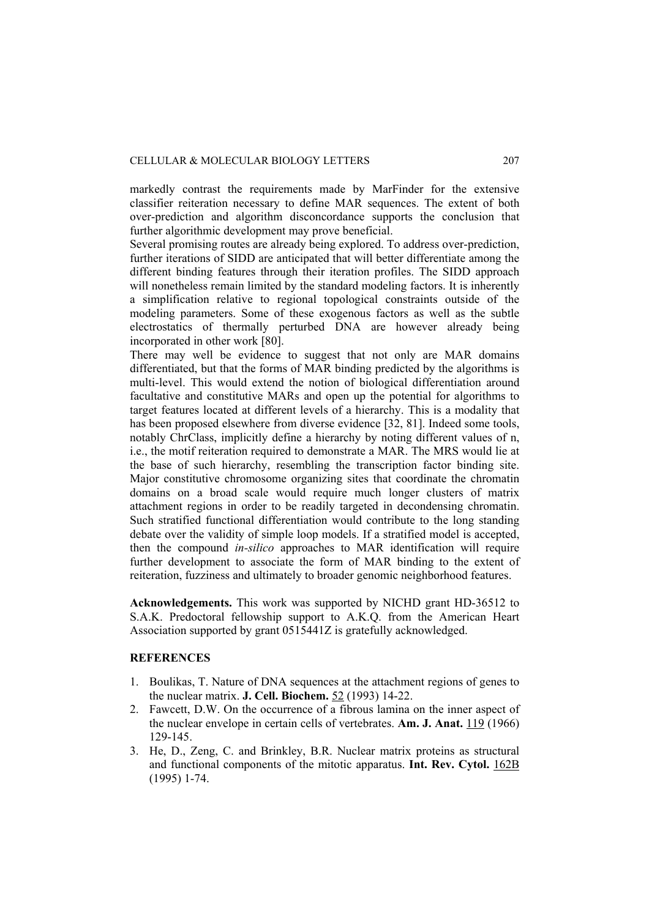markedly contrast the requirements made by MarFinder for the extensive classifier reiteration necessary to define MAR sequences. The extent of both over-prediction and algorithm disconcordance supports the conclusion that further algorithmic development may prove beneficial.

Several promising routes are already being explored. To address over-prediction, further iterations of SIDD are anticipated that will better differentiate among the different binding features through their iteration profiles. The SIDD approach will nonetheless remain limited by the standard modeling factors. It is inherently a simplification relative to regional topological constraints outside of the modeling parameters. Some of these exogenous factors as well as the subtle electrostatics of thermally perturbed DNA are however already being incorporated in other work [80].

There may well be evidence to suggest that not only are MAR domains differentiated, but that the forms of MAR binding predicted by the algorithms is multi-level. This would extend the notion of biological differentiation around facultative and constitutive MARs and open up the potential for algorithms to target features located at different levels of a hierarchy. This is a modality that has been proposed elsewhere from diverse evidence [32, 81]. Indeed some tools, notably ChrClass, implicitly define a hierarchy by noting different values of n, i.e., the motif reiteration required to demonstrate a MAR. The MRS would lie at the base of such hierarchy, resembling the transcription factor binding site. Major constitutive chromosome organizing sites that coordinate the chromatin domains on a broad scale would require much longer clusters of matrix attachment regions in order to be readily targeted in decondensing chromatin. Such stratified functional differentiation would contribute to the long standing debate over the validity of simple loop models. If a stratified model is accepted, then the compound *in-silico* approaches to MAR identification will require further development to associate the form of MAR binding to the extent of reiteration, fuzziness and ultimately to broader genomic neighborhood features.

**Acknowledgements.** This work was supported by NICHD grant HD-36512 to S.A.K. Predoctoral fellowship support to A.K.Q. from the American Heart Association supported by grant 0515441Z is gratefully acknowledged.

## REFERENCES

1. Boulikas, T. Nature of DNA sequences at the attachment regions of genes to the nuclear matrix. **J. Cell. Biochem.** 52 (1993) 14-22.
2. Fawcett, D.W. On the occurrence of a fibrous lamina on the inner aspect of the nuclear envelope in certain cells of vertebrates. **Am. J. Anat.** 119 (1966) 129-145.
3. He, D., Zeng, C. and Brinkley, B.R. Nuclear matrix proteins as structural and functional components of the mitotic apparatus. **Int. Rev. Cytol.** 162B (1995) 1-74.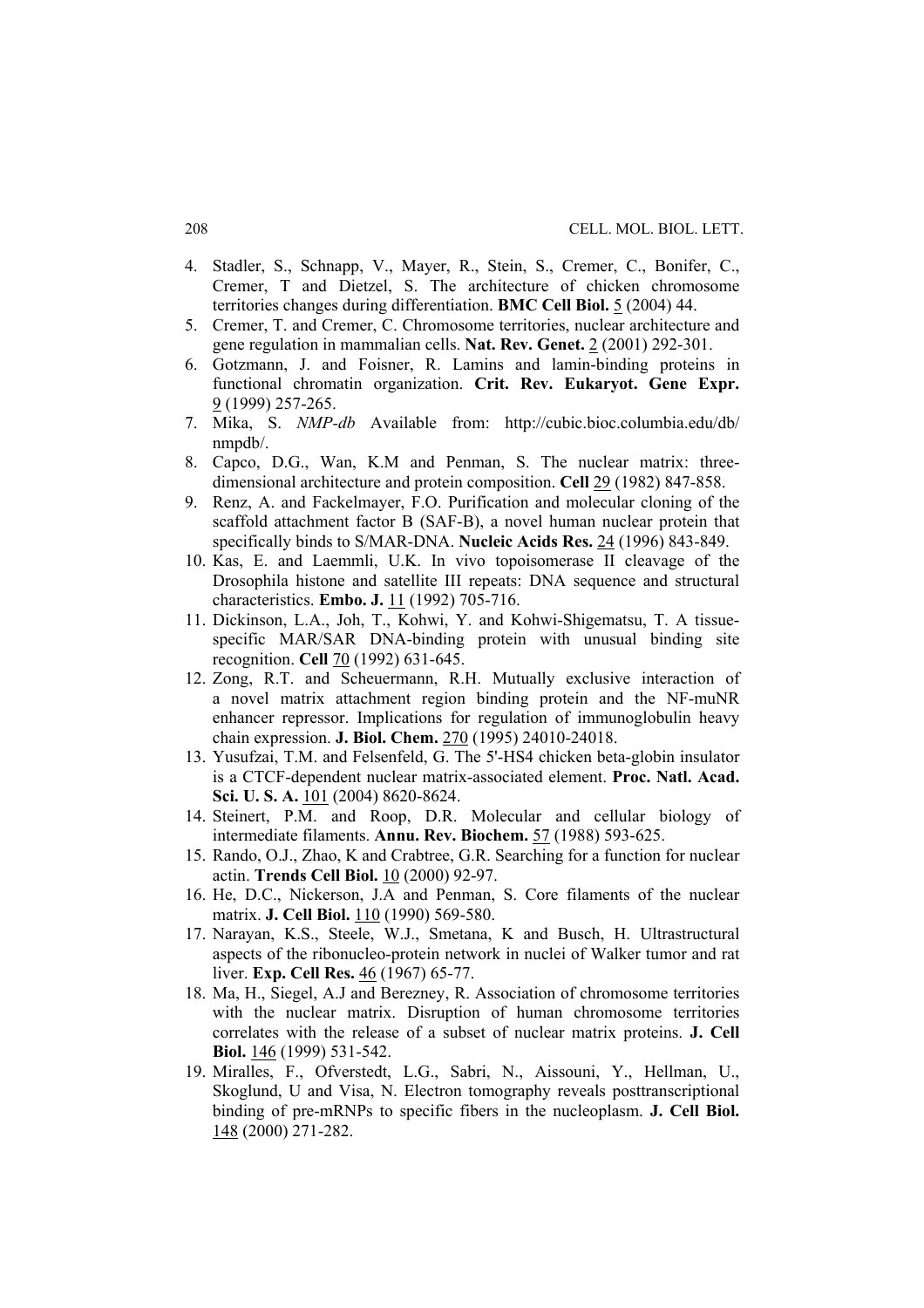4. Stadler, S., Schnapp, V., Mayer, R., Stein, S., Cremer, C., Bonifer, C., Cremer, T and Dietzel, S. The architecture of chicken chromosome territories changes during differentiation. **BMC Cell Biol.** 5 (2004) 44.
5. Cremer, T. and Cremer, C. Chromosome territories, nuclear architecture and gene regulation in mammalian cells. **Nat. Rev. Genet.** 2 (2001) 292-301.
6. Gotzmann, J. and Foisner, R. Lamins and lamin-binding proteins in functional chromatin organization. **Crit. Rev. Eukaryot. Gene Expr.** 9 (1999) 257-265.
7. Mika, S. *NMP-db* Available from: http://cubic.bioc.columbia.edu/db/nmpdb/.
8. Capco, D.G., Wan, K.M and Penman, S. The nuclear matrix: three-dimensional architecture and protein composition. **Cell** 29 (1982) 847-858.
9. Renz, A. and Fackelmayer, F.O. Purification and molecular cloning of the scaffold attachment factor B (SAF-B), a novel human nuclear protein that specifically binds to S/MAR-DNA. **Nucleic Acids Res.** 24 (1996) 843-849.
10. Kas, E. and Laemmli, U.K. In vivo topoisomerase II cleavage of the Drosophila histone and satellite III repeats: DNA sequence and structural characteristics. **Embo. J.** 11 (1992) 705-716.
11. Dickinson, L.A., Joh, T., Kohwi, Y. and Kohwi-Shigematsu, T. A tissue-specific MAR/SAR DNA-binding protein with unusual binding site recognition. **Cell** 70 (1992) 631-645.
12. Zong, R.T. and Scheuermann, R.H. Mutually exclusive interaction of a novel matrix attachment region binding protein and the NF-muNR enhancer repressor. Implications for regulation of immunoglobulin heavy chain expression. **J. Biol. Chem.** 270 (1995) 24010-24018.
13. Yusufzai, T.M. and Felsenfeld, G. The 5'-HS4 chicken beta-globin insulator is a CTCF-dependent nuclear matrix-associated element. **Proc. Natl. Acad. Sci. U. S. A.** 101 (2004) 8620-8624.
14. Steinert, P.M. and Roop, D.R. Molecular and cellular biology of intermediate filaments. **Annu. Rev. Biochem.** 57 (1988) 593-625.
15. Rando, O.J., Zhao, K and Crabtree, G.R. Searching for a function for nuclear actin. **Trends Cell Biol.** 10 (2000) 92-97.
16. He, D.C., Nickerson, J.A and Penman, S. Core filaments of the nuclear matrix. **J. Cell Biol.** 110 (1990) 569-580.
17. Narayan, K.S., Steele, W.J., Smetana, K and Busch, H. Ultrastructural aspects of the ribonucleo-protein network in nuclei of Walker tumor and rat liver. **Exp. Cell Res.** 46 (1967) 65-77.
18. Ma, H., Siegel, A.J and Berezney, R. Association of chromosome territories with the nuclear matrix. Disruption of human chromosome territories correlates with the release of a subset of nuclear matrix proteins. **J. Cell Biol.** 146 (1999) 531-542.
19. Miralles, F., Ofverstedt, L.G., Sabri, N., Aissouni, Y., Hellman, U., Skoglund, U and Visa, N. Electron tomography reveals posttranscriptional binding of pre-mRNPs to specific fibers in the nucleoplasm. **J. Cell Biol.** 148 (2000) 271-282.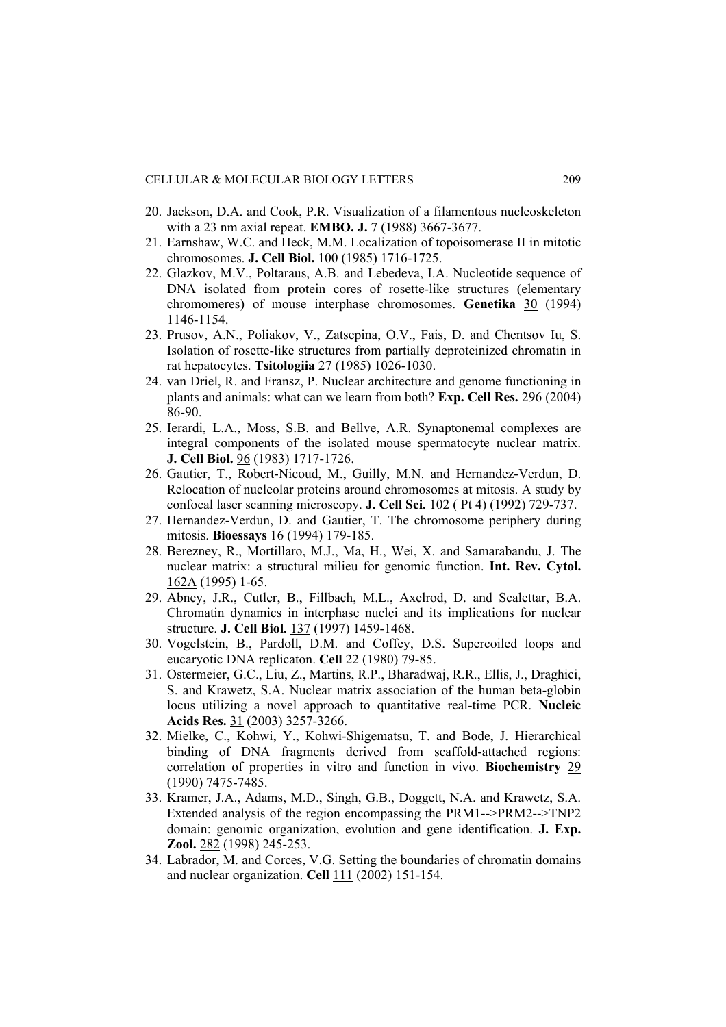20. Jackson, D.A. and Cook, P.R. Visualization of a filamentous nucleoskeleton with a 23 nm axial repeat. **EMBO. J.** 7 (1988) 3667-3677.
21. Earnshaw, W.C. and Heck, M.M. Localization of topoisomerase II in mitotic chromosomes. **J. Cell Biol.** 100 (1985) 1716-1725.
22. Glazkov, M.V., Poltaraus, A.B. and Lebedeva, I.A. Nucleotide sequence of DNA isolated from protein cores of rosette-like structures (elementary chromomeres) of mouse interphase chromosomes. **Genetika** 30 (1994) 1146-1154.
23. Prusov, A.N., Poliakov, V., Zatsepina, O.V., Fais, D. and Chentsov Iu, S. Isolation of rosette-like structures from partially deproteinized chromatin in rat hepatocytes. **Tsitologiia** 27 (1985) 1026-1030.
24. van Driel, R. and Fransz, P. Nuclear architecture and genome functioning in plants and animals: what can we learn from both? **Exp. Cell Res.** 296 (2004) 86-90.
25. Ierardi, L.A., Moss, S.B. and Bellve, A.R. Synaptonemal complexes are integral components of the isolated mouse spermatocyte nuclear matrix. **J. Cell Biol.** 96 (1983) 1717-1726.
26. Gautier, T., Robert-Nicoud, M., Guilly, M.N. and Hernandez-Verdun, D. Relocation of nucleolar proteins around chromosomes at mitosis. A study by confocal laser scanning microscopy. **J. Cell Sci.** 102 ( Pt 4) (1992) 729-737.
27. Hernandez-Verdun, D. and Gautier, T. The chromosome periphery during mitosis. **Bioessays** 16 (1994) 179-185.
28. Berezney, R., Mortillaro, M.J., Ma, H., Wei, X. and Samarabandu, J. The nuclear matrix: a structural milieu for genomic function. **Int. Rev. Cytol.** 162A (1995) 1-65.
29. Abney, J.R., Cutler, B., Fillbach, M.L., Axelrod, D. and Scalettar, B.A. Chromatin dynamics in interphase nuclei and its implications for nuclear structure. **J. Cell Biol.** 137 (1997) 1459-1468.
30. Vogelstein, B., Pardoll, D.M. and Coffey, D.S. Supercoiled loops and eucaryotic DNA replicaton. **Cell** 22 (1980) 79-85.
31. Ostermeier, G.C., Liu, Z., Martins, R.P., Bharadwaj, R.R., Ellis, J., Draghici, S. and Krawetz, S.A. Nuclear matrix association of the human beta-globin locus utilizing a novel approach to quantitative real-time PCR. **Nucleic Acids Res.** 31 (2003) 3257-3266.
32. Mielke, C., Kohwi, Y., Kohwi-Shigematsu, T. and Bode, J. Hierarchical binding of DNA fragments derived from scaffold-attached regions: correlation of properties in vitro and function in vivo. **Biochemistry** 29 (1990) 7475-7485.
33. Kramer, J.A., Adams, M.D., Singh, G.B., Doggett, N.A. and Krawetz, S.A. Extended analysis of the region encompassing the PRM1-->PRM2-->TNP2 domain: genomic organization, evolution and gene identification. **J. Exp. Zool.** 282 (1998) 245-253.
34. Labrador, M. and Corces, V.G. Setting the boundaries of chromatin domains and nuclear organization. **Cell** 111 (2002) 151-154.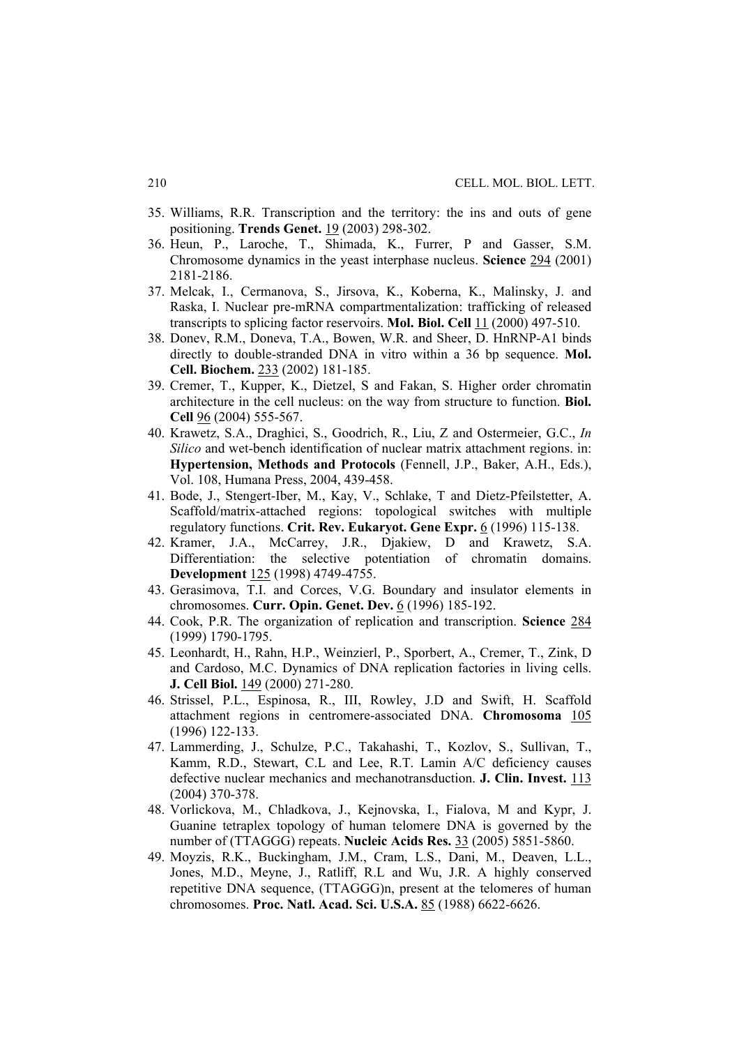35. Williams, R.R. Transcription and the territory: the ins and outs of gene positioning. **Trends Genet.** 19 (2003) 298-302.
36. Heun, P., Laroche, T., Shimada, K., Furrer, P and Gasser, S.M. Chromosome dynamics in the yeast interphase nucleus. **Science** 294 (2001) 2181-2186.
37. Melcak, I., Cermanova, S., Jirsova, K., Koberna, K., Malinsky, J. and Raska, I. Nuclear pre-mRNA compartmentalization: trafficking of released transcripts to splicing factor reservoirs. **Mol. Biol. Cell** 11 (2000) 497-510.
38. Donev, R.M., Doneva, T.A., Bowen, W.R. and Sheer, D. HnRNP-A1 binds directly to double-stranded DNA in vitro within a 36 bp sequence. **Mol. Cell. Biochem.** 233 (2002) 181-185.
39. Cremer, T., Kupper, K., Dietzel, S and Fakan, S. Higher order chromatin architecture in the cell nucleus: on the way from structure to function. **Biol. Cell** 96 (2004) 555-567.
40. Krawetz, S.A., Draghici, S., Goodrich, R., Liu, Z and Ostermeier, G.C., *In Silico* and wet-bench identification of nuclear matrix attachment regions. in: **Hypertension, Methods and Protocols** (Fennell, J.P., Baker, A.H., Eds.), Vol. 108, Humana Press, 2004, 439-458.
41. Bode, J., Stengert-Iber, M., Kay, V., Schlake, T and Dietz-Pfeilstetter, A. Scaffold/matrix-attached regions: topological switches with multiple regulatory functions. **Crit. Rev. Eukaryot. Gene Expr.** 6 (1996) 115-138.
42. Kramer, J.A., McCarrey, J.R., Djakiew, D and Krawetz, S.A. Differentiation: the selective potentiation of chromatin domains. **Development** 125 (1998) 4749-4755.
43. Gerasimova, T.I. and Corces, V.G. Boundary and insulator elements in chromosomes. **Curr. Opin. Genet. Dev.** 6 (1996) 185-192.
44. Cook, P.R. The organization of replication and transcription. **Science** 284 (1999) 1790-1795.
45. Leonhardt, H., Rahn, H.P., Weinzierl, P., Sporbert, A., Cremer, T., Zink, D and Cardoso, M.C. Dynamics of DNA replication factories in living cells. **J. Cell Biol.** 149 (2000) 271-280.
46. Strissel, P.L., Espinosa, R., III, Rowley, J.D and Swift, H. Scaffold attachment regions in centromere-associated DNA. **Chromosoma** 105 (1996) 122-133.
47. Lammerding, J., Schulze, P.C., Takahashi, T., Kozlov, S., Sullivan, T., Kamm, R.D., Stewart, C.L and Lee, R.T. Lamin A/C deficiency causes defective nuclear mechanics and mechanotransduction. **J. Clin. Invest.** 113 (2004) 370-378.
48. Vorlickova, M., Chladkova, J., Kejnovska, I., Fialova, M and Kypr, J. Guanine tetraplex topology of human telomere DNA is governed by the number of (TTAGGG) repeats. **Nucleic Acids Res.** 33 (2005) 5851-5860.
49. Moyzis, R.K., Buckingham, J.M., Cram, L.S., Dani, M., Deaven, L.L., Jones, M.D., Meyne, J., Ratliff, R.L and Wu, J.R. A highly conserved repetitive DNA sequence, (TTAGGG)n, present at the telomeres of human chromosomes. **Proc. Natl. Acad. Sci. U.S.A.** 85 (1988) 6622-6626.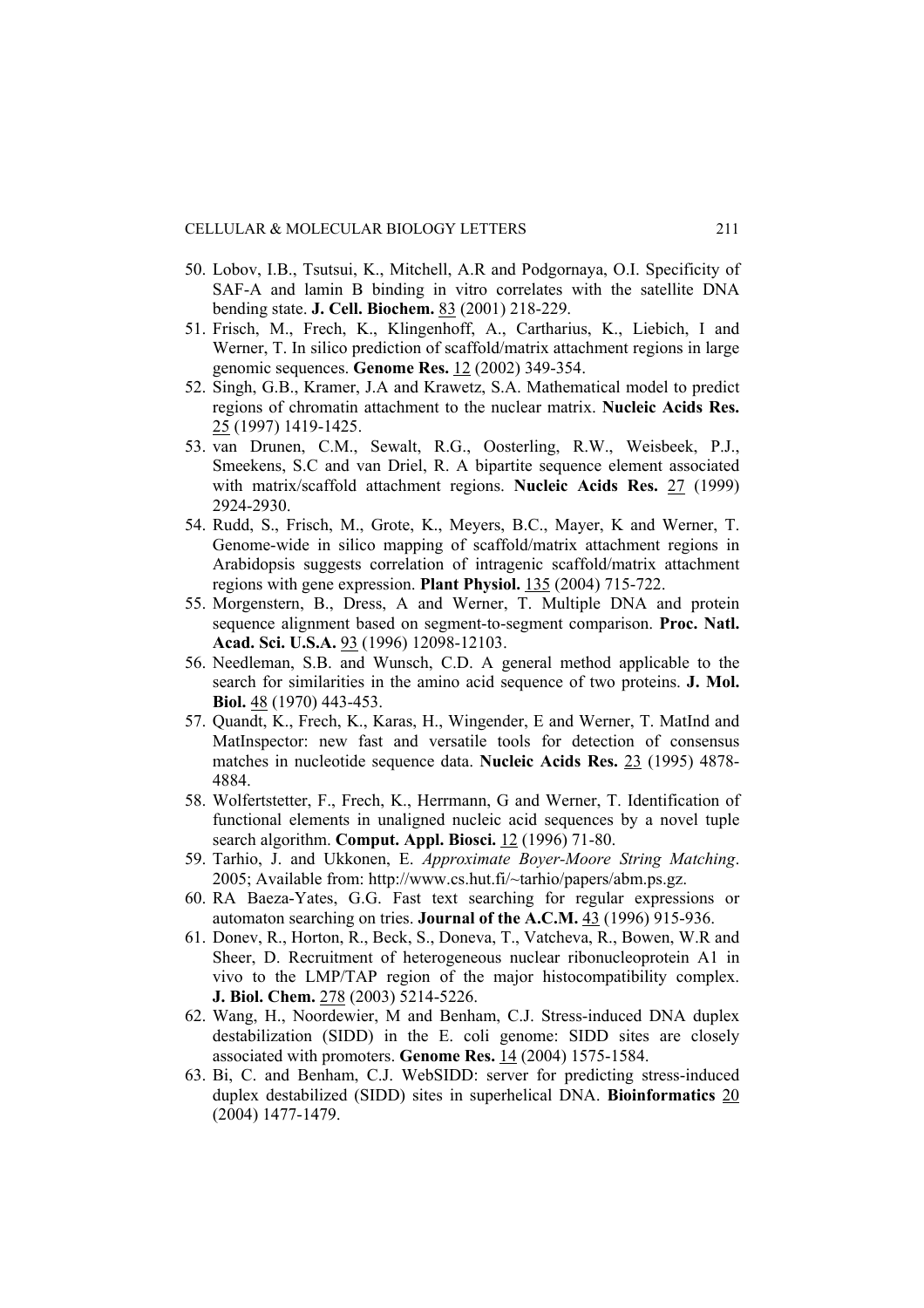50. Lobov, I.B., Tsutsui, K., Mitchell, A.R and Podgornaya, O.I. Specificity of SAF-A and lamin B binding in vitro correlates with the satellite DNA bending state. **J. Cell. Biochem.** 83 (2001) 218-229.
51. Frisch, M., Frech, K., Klingenhoff, A., Cartharius, K., Liebich, I and Werner, T. In silico prediction of scaffold/matrix attachment regions in large genomic sequences. **Genome Res.** 12 (2002) 349-354.
52. Singh, G.B., Kramer, J.A and Krawetz, S.A. Mathematical model to predict regions of chromatin attachment to the nuclear matrix. **Nucleic Acids Res.** 25 (1997) 1419-1425.
53. van Drunen, C.M., Sewalt, R.G., Oosterling, R.W., Weisbeek, P.J., Smeekens, S.C and van Driel, R. A bipartite sequence element associated with matrix/scaffold attachment regions. **Nucleic Acids Res.** 27 (1999) 2924-2930.
54. Rudd, S., Frisch, M., Grote, K., Meyers, B.C., Mayer, K and Werner, T. Genome-wide in silico mapping of scaffold/matrix attachment regions in Arabidopsis suggests correlation of intragenic scaffold/matrix attachment regions with gene expression. **Plant Physiol.** 135 (2004) 715-722.
55. Morgenstern, B., Dress, A and Werner, T. Multiple DNA and protein sequence alignment based on segment-to-segment comparison. **Proc. Natl. Acad. Sci. U.S.A.** 93 (1996) 12098-12103.
56. Needleman, S.B. and Wunsch, C.D. A general method applicable to the search for similarities in the amino acid sequence of two proteins. **J. Mol. Biol.** 48 (1970) 443-453.
57. Quandt, K., Frech, K., Karas, H., Wingender, E and Werner, T. MatInd and MatInspector: new fast and versatile tools for detection of consensus matches in nucleotide sequence data. **Nucleic Acids Res.** 23 (1995) 4878-4884.
58. Wolfertstetter, F., Frech, K., Herrmann, G and Werner, T. Identification of functional elements in unaligned nucleic acid sequences by a novel tuple search algorithm. **Comput. Appl. Biosci.** 12 (1996) 71-80.
59. Tarhio, J. and Ukkonen, E. *Approximate Boyer-Moore String Matching*. 2005; Available from: http://www.cs.hut.fi/~tarhio/papers/abm.ps.gz.
60. RA Baeza-Yates, G.G. Fast text searching for regular expressions or automaton searching on tries. **Journal of the A.C.M.** 43 (1996) 915-936.
61. Donev, R., Horton, R., Beck, S., Doneva, T., Vatcheva, R., Bowen, W.R and Sheer, D. Recruitment of heterogeneous nuclear ribonucleoprotein A1 in vivo to the LMP/TAP region of the major histocompatibility complex. **J. Biol. Chem.** 278 (2003) 5214-5226.
62. Wang, H., Noordewier, M and Benham, C.J. Stress-induced DNA duplex destabilization (SIDD) in the E. coli genome: SIDD sites are closely associated with promoters. **Genome Res.** 14 (2004) 1575-1584.
63. Bi, C. and Benham, C.J. WebSIDD: server for predicting stress-induced duplex destabilized (SIDD) sites in superhelical DNA. **Bioinformatics** 20 (2004) 1477-1479.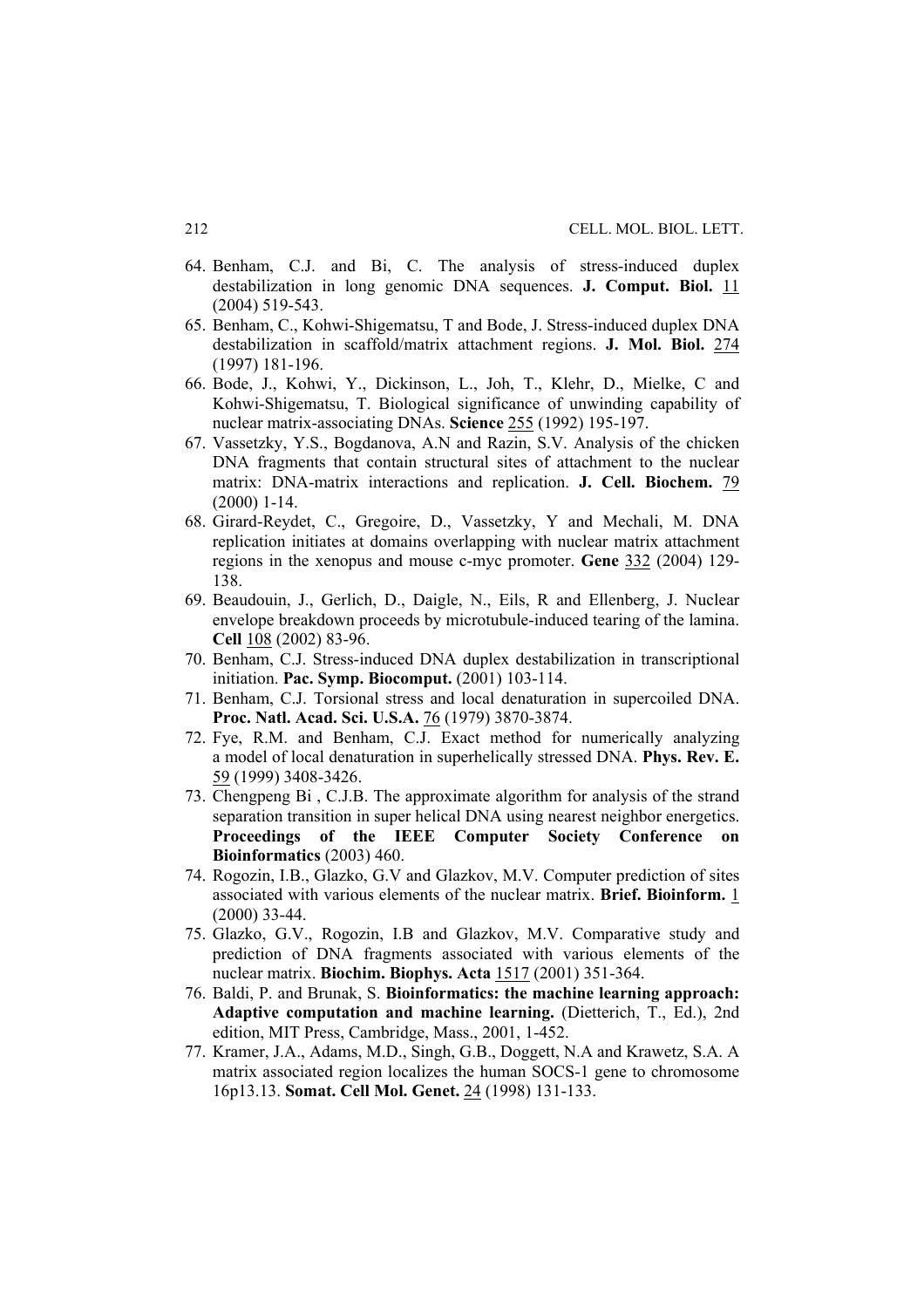64. Benham, C.J. and Bi, C. The analysis of stress-induced duplex destabilization in long genomic DNA sequences. **J. Comput. Biol.** 11 (2004) 519-543.
65. Benham, C., Kohwi-Shigematsu, T and Bode, J. Stress-induced duplex DNA destabilization in scaffold/matrix attachment regions. **J. Mol. Biol.** 274 (1997) 181-196.
66. Bode, J., Kohwi, Y., Dickinson, L., Joh, T., Klehr, D., Mielke, C and Kohwi-Shigematsu, T. Biological significance of unwinding capability of nuclear matrix-associating DNAs. **Science** 255 (1992) 195-197.
67. Vassetzky, Y.S., Bogdanova, A.N and Razin, S.V. Analysis of the chicken DNA fragments that contain structural sites of attachment to the nuclear matrix: DNA-matrix interactions and replication. **J. Cell. Biochem.** 79 (2000) 1-14.
68. Girard-Reydet, C., Gregoire, D., Vassetzky, Y and Mechali, M. DNA replication initiates at domains overlapping with nuclear matrix attachment regions in the xenopus and mouse c-myc promoter. **Gene** 332 (2004) 129-138.
69. Beaudouin, J., Gerlich, D., Daigle, N., Eils, R and Ellenberg, J. Nuclear envelope breakdown proceeds by microtubule-induced tearing of the lamina. **Cell** 108 (2002) 83-96.
70. Benham, C.J. Stress-induced DNA duplex destabilization in transcriptional initiation. **Pac. Symp. Biocomput.** (2001) 103-114.
71. Benham, C.J. Torsional stress and local denaturation in supercoiled DNA. **Proc. Natl. Acad. Sci. U.S.A.** 76 (1979) 3870-3874.
72. Fye, R.M. and Benham, C.J. Exact method for numerically analyzing a model of local denaturation in superhelically stressed DNA. **Phys. Rev. E.** 59 (1999) 3408-3426.
73. Chengpeng Bi , C.J.B. The approximate algorithm for analysis of the strand separation transition in super helical DNA using nearest neighbor energetics. **Proceedings of the IEEE Computer Society Conference on Bioinformatics** (2003) 460.
74. Rogozin, I.B., Glazko, G.V and Glazkov, M.V. Computer prediction of sites associated with various elements of the nuclear matrix. **Brief. Bioinform.** 1 (2000) 33-44.
75. Glazko, G.V., Rogozin, I.B and Glazkov, M.V. Comparative study and prediction of DNA fragments associated with various elements of the nuclear matrix. **Biochim. Biophys. Acta** 1517 (2001) 351-364.
76. Baldi, P. and Brunak, S. **Bioinformatics: the machine learning approach: Adaptive computation and machine learning.** (Dietterich, T., Ed.), 2nd edition, MIT Press, Cambridge, Mass., 2001, 1-452.
77. Kramer, J.A., Adams, M.D., Singh, G.B., Doggett, N.A and Krawetz, S.A. A matrix associated region localizes the human SOCS-1 gene to chromosome 16p13.13. **Somat. Cell Mol. Genet.** 24 (1998) 131-133.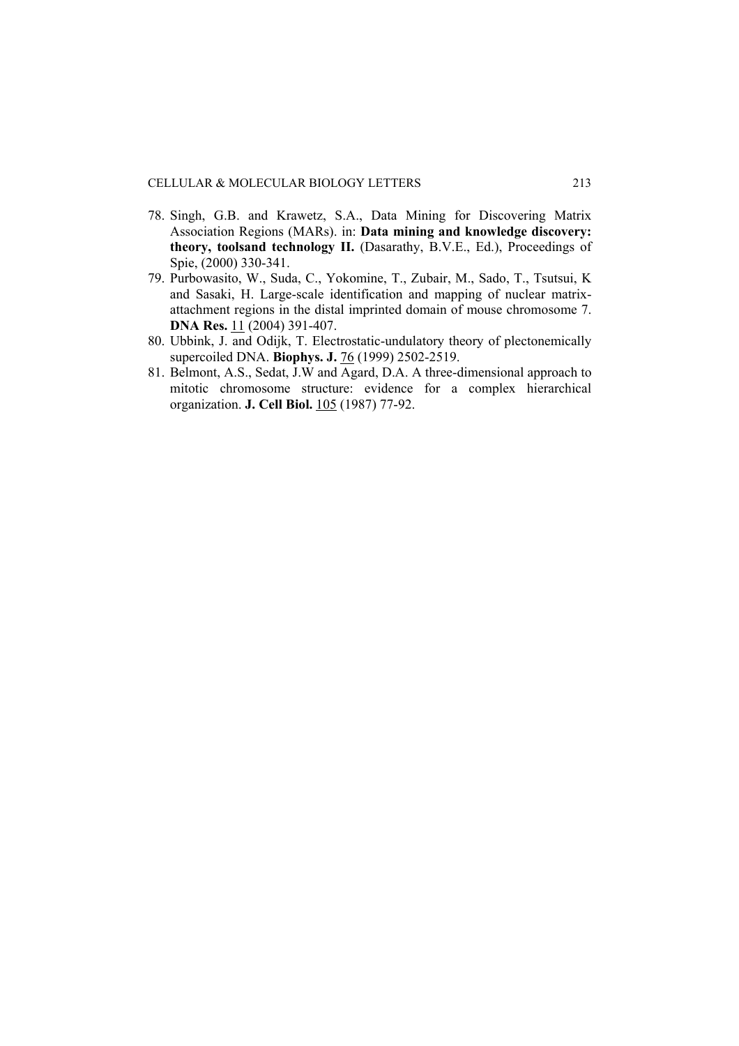78. Singh, G.B. and Krawetz, S.A., Data Mining for Discovering Matrix Association Regions (MARs). in: **Data mining and knowledge discovery: theory, toolsand technology II.** (Dasarathy, B.V.E., Ed.), Proceedings of Spie, (2000) 330-341.
79. Purbowasito, W., Suda, C., Yokomine, T., Zubair, M., Sado, T., Tsutsui, K and Sasaki, H. Large-scale identification and mapping of nuclear matrix-attachment regions in the distal imprinted domain of mouse chromosome 7. **DNA Res.** 11 (2004) 391-407.
80. Ubbink, J. and Odijk, T. Electrostatic-undulatory theory of plectonemically supercoiled DNA. **Biophys. J.** 76 (1999) 2502-2519.
81. Belmont, A.S., Sedat, J.W and Agard, D.A. A three-dimensional approach to mitotic chromosome structure: evidence for a complex hierarchical organization. **J. Cell Biol.** 105 (1987) 77-92.